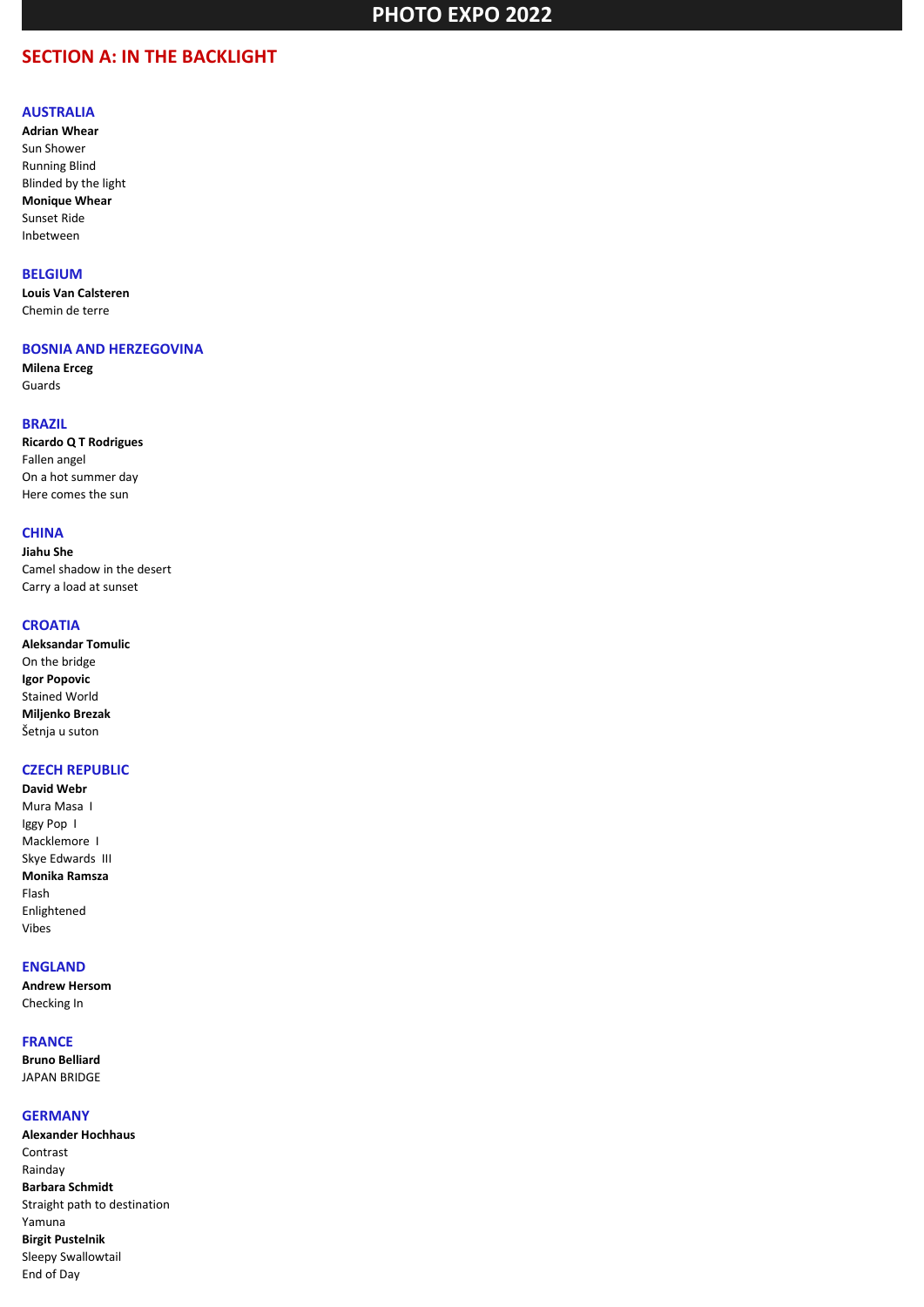# PHOTO EXPO 2022

## SECTION A: IN THE BACKLIGHT

### AUSTRALIA

**Adrian Whear**
Sun Shower
Running Blind
Blinded by the light
**Monique Whear**
Sunset Ride
Inbetween

### BELGIUM

**Louis Van Calsteren**
Chemin de terre

### BOSNIA AND HERZEGOVINA

**Milena Erceg**
Guards

### BRAZIL

**Ricardo Q T Rodrigues**
Fallen angel
On a hot summer day
Here comes the sun

### CHINA

**Jiahu She**
Camel shadow in the desert
Carry a load at sunset

### CROATIA

**Aleksandar Tomulic**
On the bridge
**Igor Popovic**
Stained World
**Miljenko Brezak**
Šetnja u suton

### CZECH REPUBLIC

**David Webr**
Mura Masa I
Iggy Pop I
Macklemore I
Skye Edwards III
**Monika Ramsza**
Flash
Enlightened
Vibes

### ENGLAND

**Andrew Hersom**
Checking In

### FRANCE

**Bruno Belliard**
JAPAN BRIDGE

### GERMANY

**Alexander Hochhaus**
Contrast
Rainday
**Barbara Schmidt**
Straight path to destination
Yamuna
**Birgit Pustelnik**
Sleepy Swallowtail
End of Day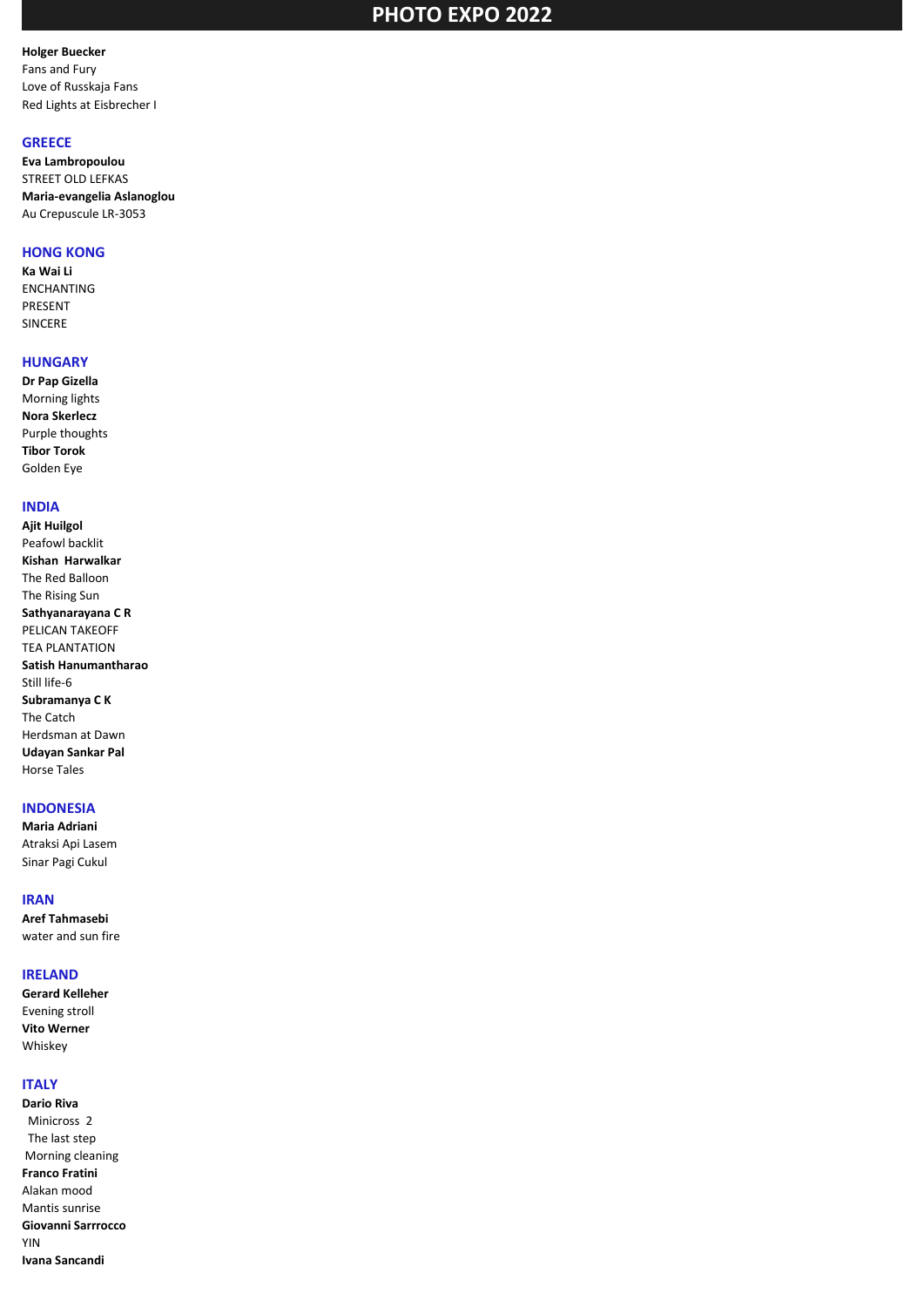# PHOTO EXPO 2022

**Holger Buecker**
Fans and Fury
Love of Russkaja Fans
Red Lights at Eisbrecher I

## GREECE

**Eva Lambropoulou**
STREET OLD LEFKAS
**Maria-evangelia Aslanoglou**
Au Crepuscule LR-3053

## HONG KONG

**Ka Wai Li**
ENCHANTING
PRESENT
SINCERE

## HUNGARY

**Dr Pap Gizella**
Morning lights
**Nora Skerlecz**
Purple thoughts
**Tibor Torok**
Golden Eye

## INDIA

**Ajit Huilgol**
Peafowl backlit
**Kishan Harwalkar**
The Red Balloon
The Rising Sun
**Sathyanarayana C R**
PELICAN TAKEOFF
TEA PLANTATION
**Satish Hanumantharao**
Still life-6
**Subramanya C K**
The Catch
Herdsman at Dawn
**Udayan Sankar Pal**
Horse Tales

## INDONESIA

**Maria Adriani**
Atraksi Api Lasem
Sinar Pagi Cukul

## IRAN

**Aref Tahmasebi**
water and sun fire

## IRELAND

**Gerard Kelleher**
Evening stroll
**Vito Werner**
Whiskey

## ITALY

**Dario Riva**
Minicross 2
The last step
Morning cleaning
**Franco Fratini**
Alakan mood
Mantis sunrise
**Giovanni Sarrrocco**
YIN
**Ivana Sancandi**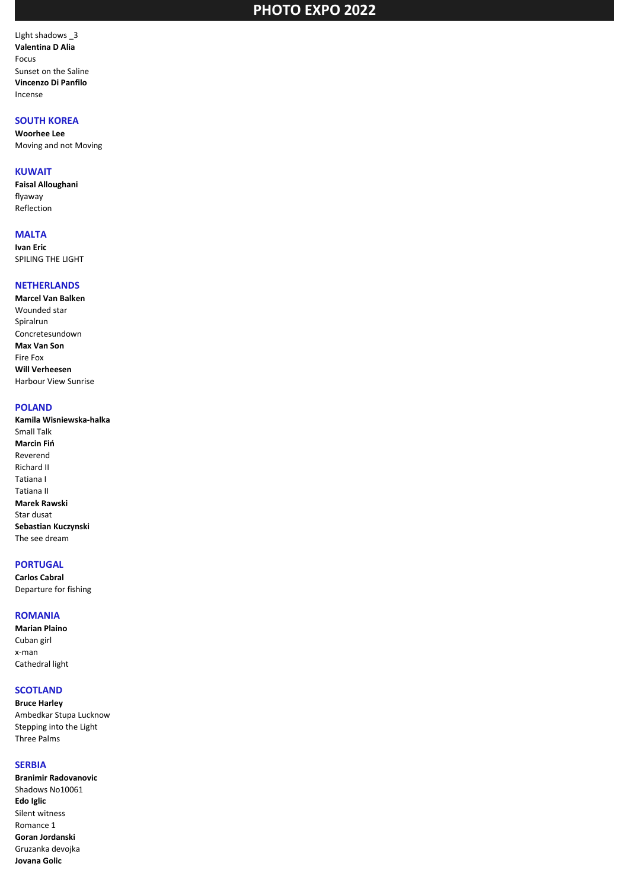LIght shadows _3

**Valentina D Alia**

Focus

Sunset on the Saline

**Vincenzo Di Panfilo**

Incense

## SOUTH KOREA

**Woorhee Lee**

Moving and not Moving

## KUWAIT

**Faisal Alloughani**

flyaway

Reflection

## MALTA

**Ivan Eric**

SPILING THE LIGHT

## NETHERLANDS

**Marcel Van Balken**

Wounded star

Spiralrun

Concretesundown

**Max Van Son**

Fire Fox

**Will Verheesen**

Harbour View Sunrise

## POLAND

**Kamila Wisniewska-halka**

Small Talk

**Marcin Fiń**

Reverend

Richard II

Tatiana I

Tatiana II

**Marek Rawski**

Star dusat

**Sebastian Kuczynski**

The see dream

## PORTUGAL

**Carlos Cabral**

Departure for fishing

## ROMANIA

**Marian Plaino**

Cuban girl

x-man

Cathedral light

## SCOTLAND

**Bruce Harley**

Ambedkar Stupa Lucknow

Stepping into the Light

Three Palms

## SERBIA

**Branimir Radovanovic**

Shadows No10061

**Edo Iglic**

Silent witness

Romance 1

**Goran Jordanski**

Gruzanka devojka

**Jovana Golic**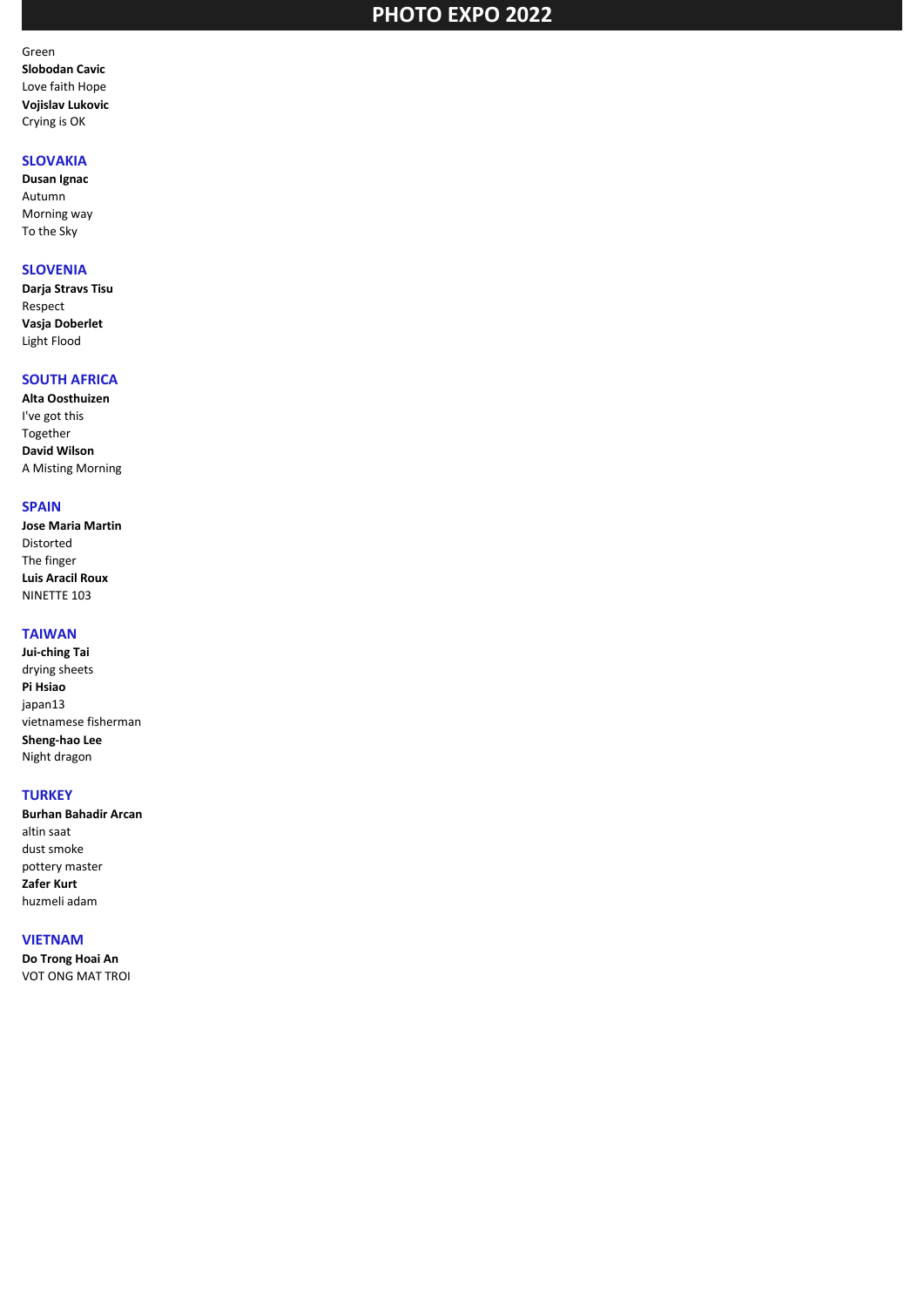Green
**Slobodan Cavic**
Love faith Hope
**Vojislav Lukovic**
Crying is OK

## SLOVAKIA

**Dusan Ignac**
Autumn
Morning way
To the Sky

## SLOVENIA

**Darja Stravs Tisu**
Respect
**Vasja Doberlet**
Light Flood

## SOUTH AFRICA

**Alta Oosthuizen**
I've got this
Together
**David Wilson**
A Misting Morning

## SPAIN

**Jose Maria Martin**
Distorted
The finger
**Luis Aracil Roux**
NINETTE 103

## TAIWAN

**Jui-ching Tai**
drying sheets
**Pi Hsiao**
japan13
vietnamese fisherman
**Sheng-hao Lee**
Night dragon

## TURKEY

**Burhan Bahadir Arcan**
altin saat
dust smoke
pottery master
**Zafer Kurt**
huzmeli adam

## VIETNAM

**Do Trong Hoai An**
VOT ONG MAT TROI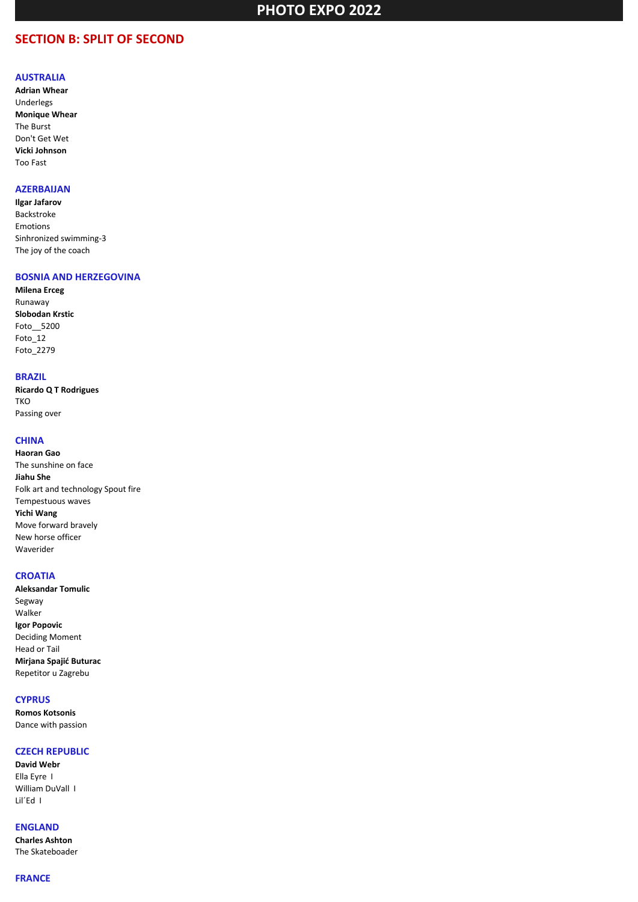# PHOTO EXPO 2022

## SECTION B: SPLIT OF SECOND

### AUSTRALIA

**Adrian Whear**
Underlegs
**Monique Whear**
The Burst
Don't Get Wet
**Vicki Johnson**
Too Fast

### AZERBAIJAN

**Ilgar Jafarov**
Backstroke
Emotions
Sinhronized swimming-3
The joy of the coach

### BOSNIA AND HERZEGOVINA

**Milena Erceg**
Runaway
**Slobodan Krstic**
Foto__5200
Foto_12
Foto_2279

### BRAZIL

**Ricardo Q T Rodrigues**
TKO
Passing over

### CHINA

**Haoran Gao**
The sunshine on face
**Jiahu She**
Folk art and technology Spout fire
Tempestuous waves
**Yichi Wang**
Move forward bravely
New horse officer
Waverider

### CROATIA

**Aleksandar Tomulic**
Segway
Walker
**Igor Popovic**
Deciding Moment
Head or Tail
**Mirjana Spajić Buturac**
Repetitor u Zagrebu

### CYPRUS

**Romos Kotsonis**
Dance with passion

### CZECH REPUBLIC

**David Webr**
Ella Eyre I
William DuVall I
Lil´Ed I

### ENGLAND

**Charles Ashton**
The Skateboader

### FRANCE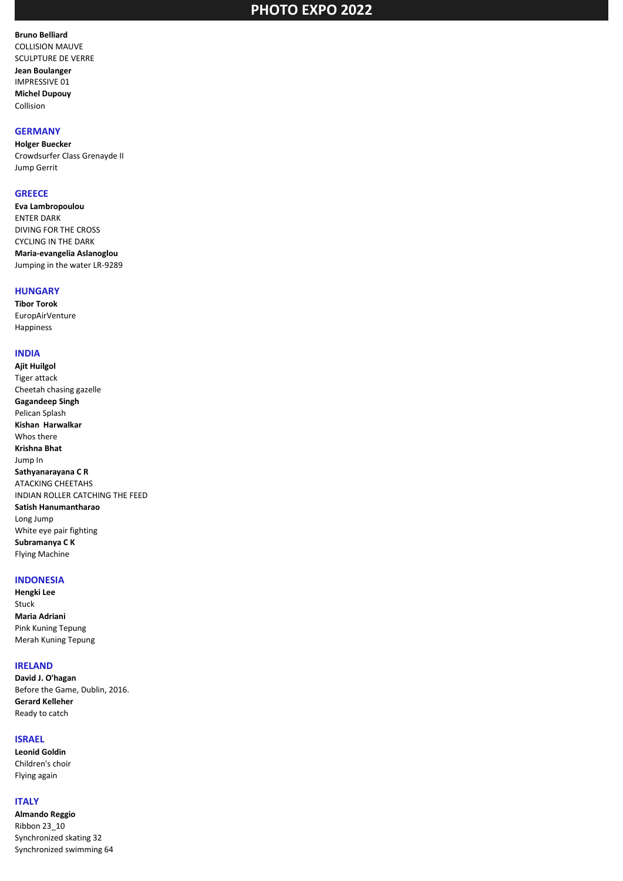**Bruno Belliard**
COLLISION MAUVE
SCULPTURE DE VERRE
**Jean Boulanger**
IMPRESSIVE 01
**Michel Dupouy**
Collision

## GERMANY

**Holger Buecker**
Crowdsurfer Class Grenayde II
Jump Gerrit

## GREECE

**Eva Lambropoulou**
ENTER DARK
DIVING FOR THE CROSS
CYCLING IN THE DARK
**Maria-evangelia Aslanoglou**
Jumping in the water LR-9289

## HUNGARY

**Tibor Torok**
EuropAirVenture
Happiness

## INDIA

**Ajit Huilgol**
Tiger attack
Cheetah chasing gazelle
**Gagandeep Singh**
Pelican Splash
**Kishan Harwalkar**
Whos there
**Krishna Bhat**
Jump In
**Sathyanarayana C R**
ATACKING CHEETAHS
INDIAN ROLLER CATCHING THE FEED
**Satish Hanumantharao**
Long Jump
White eye pair fighting
**Subramanya C K**
Flying Machine

## INDONESIA

**Hengki Lee**
Stuck
**Maria Adriani**
Pink Kuning Tepung
Merah Kuning Tepung

## IRELAND

**David J. O'hagan**
Before the Game, Dublin, 2016.
**Gerard Kelleher**
Ready to catch

## ISRAEL

**Leonid Goldin**
Children's choir
Flying again

## ITALY

**Almando Reggio**
Ribbon 23_10
Synchronized skating 32
Synchronized swimming 64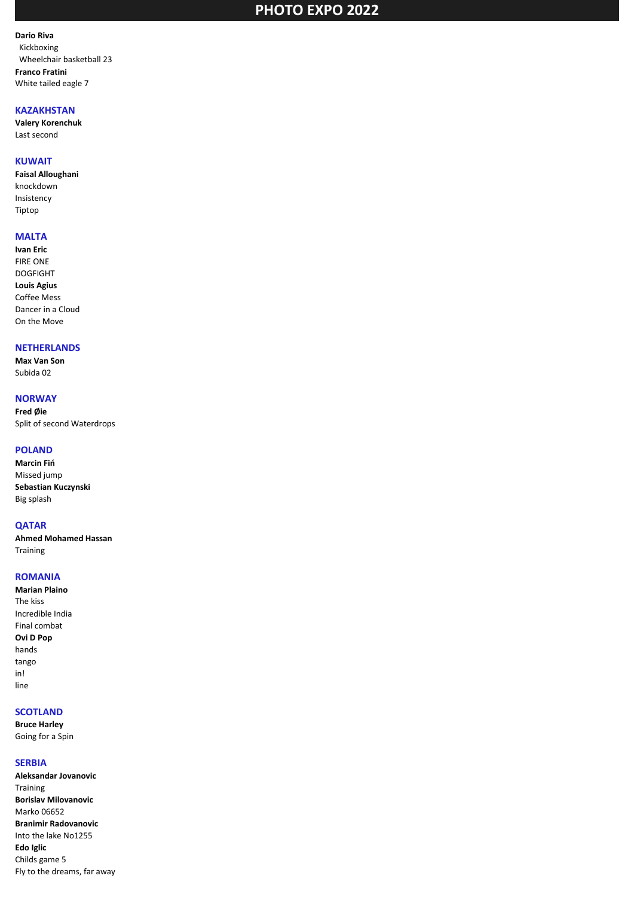# PHOTO EXPO 2022

**Dario Riva**
Kickboxing
Wheelchair basketball 23

**Franco Fratini**
White tailed eagle 7

## KAZAKHSTAN

**Valery Korenchuk**
Last second

## KUWAIT

**Faisal Alloughani**
knockdown
Insistency
Tiptop

## MALTA

**Ivan Eric**
FIRE ONE
DOGFIGHT

**Louis Agius**
Coffee Mess
Dancer in a Cloud
On the Move

## NETHERLANDS

**Max Van Son**
Subida 02

## NORWAY

**Fred Øie**
Split of second Waterdrops

## POLAND

**Marcin Fiń**
Missed jump

**Sebastian Kuczynski**
Big splash

## QATAR

**Ahmed Mohamed Hassan**
Training

## ROMANIA

**Marian Plaino**
The kiss
Incredible India
Final combat

**Ovi D Pop**
hands
tango
in!
line

## SCOTLAND

**Bruce Harley**
Going for a Spin

## SERBIA

**Aleksandar Jovanovic**
Training

**Borislav Milovanovic**
Marko 06652

**Branimir Radovanovic**
Into the lake No1255

**Edo Iglic**
Childs game 5
Fly to the dreams, far away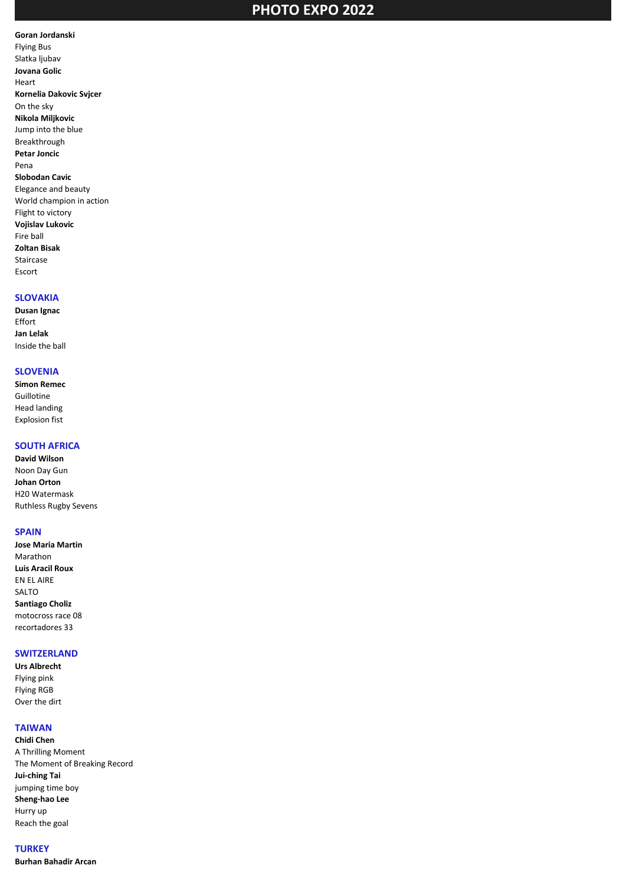# PHOTO EXPO 2022

**Goran Jordanski**
Flying Bus
Slatka ljubav
**Jovana Golic**
Heart
**Kornelia Dakovic Svjcer**
On the sky
**Nikola Miljkovic**
Jump into the blue
Breakthrough
**Petar Joncic**
Pena
**Slobodan Cavic**
Elegance and beauty
World champion in action
Flight to victory
**Vojislav Lukovic**
Fire ball
**Zoltan Bisak**
Staircase
Escort

## SLOVAKIA

**Dusan Ignac**
Effort
**Jan Lelak**
Inside the ball

## SLOVENIA

**Simon Remec**
Guillotine
Head landing
Explosion fist

## SOUTH AFRICA

**David Wilson**
Noon Day Gun
**Johan Orton**
H20 Watermask
Ruthless Rugby Sevens

## SPAIN

**Jose Maria Martin**
Marathon
**Luis Aracil Roux**
EN EL AIRE
SALTO
**Santiago Choliz**
motocross race 08
recortadores 33

## SWITZERLAND

**Urs Albrecht**
Flying pink
Flying RGB
Over the dirt

## TAIWAN

**Chidi Chen**
A Thrilling Moment
The Moment of Breaking Record
**Jui-ching Tai**
jumping time boy
**Sheng-hao Lee**
Hurry up
Reach the goal

## TURKEY

**Burhan Bahadir Arcan**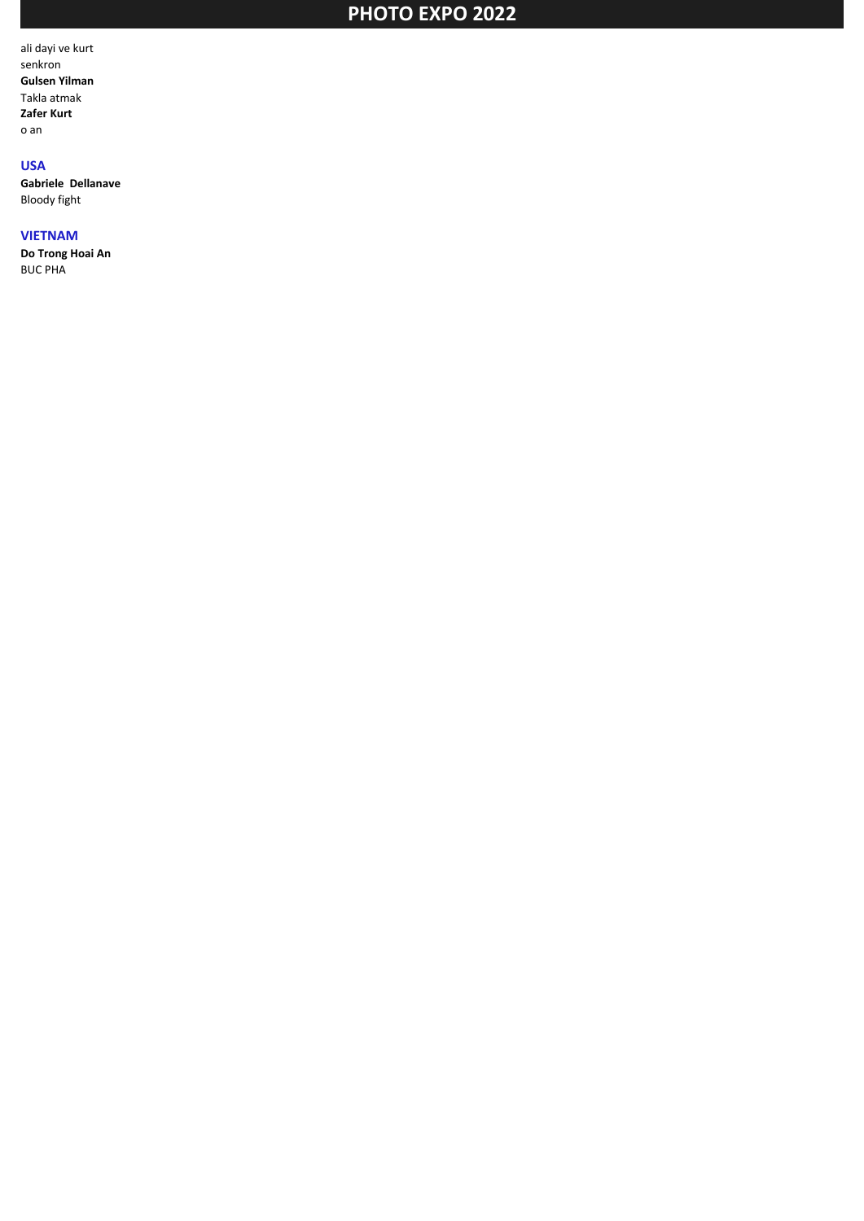ali dayi ve kurt
senkron
**Gulsen Yilman**
Takla atmak
**Zafer Kurt**
o an

## USA

**Gabriele  Dellanave**
Bloody fight

## VIETNAM

**Do Trong Hoai An**
BUC PHA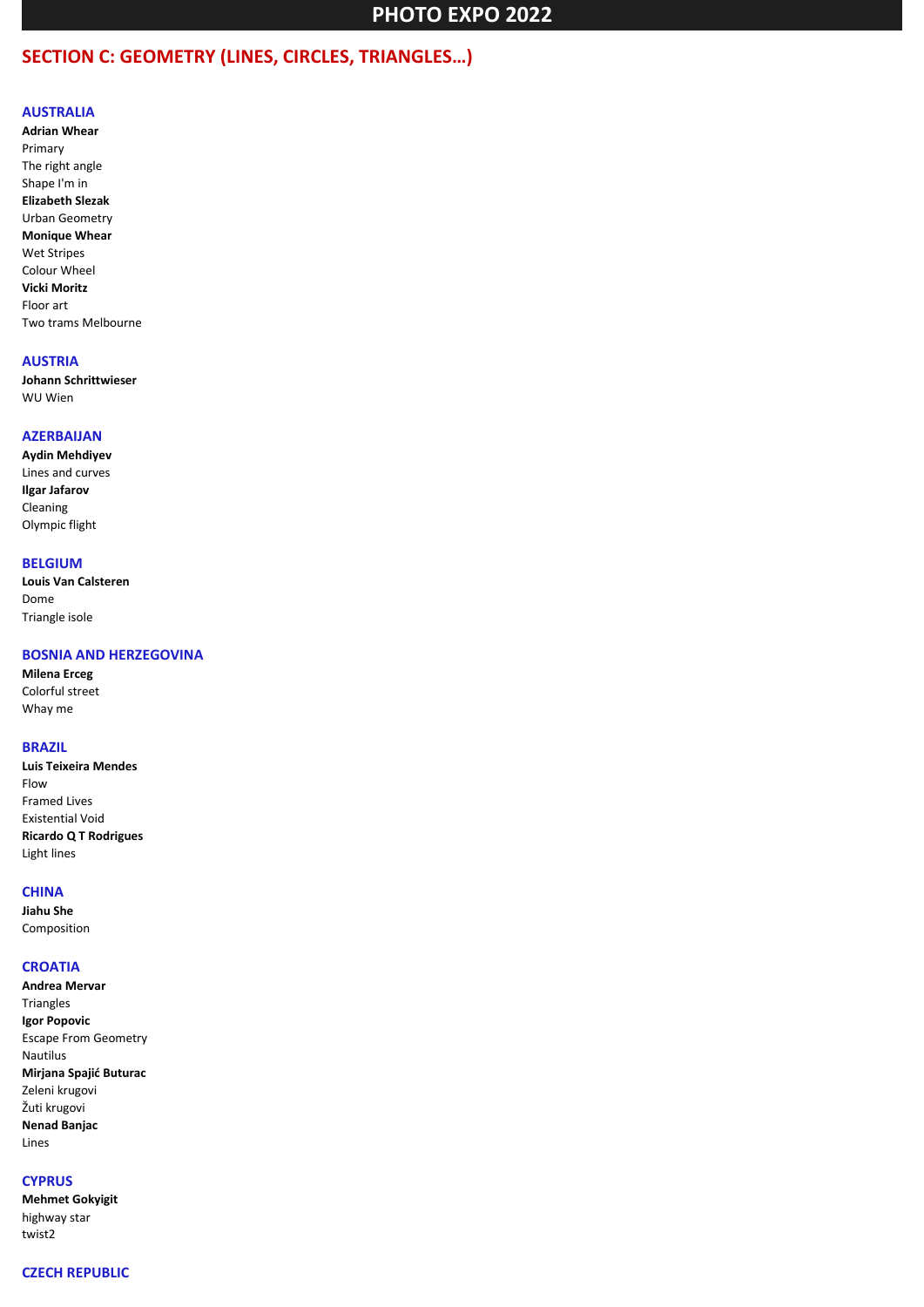# PHOTO EXPO 2022

## SECTION C: GEOMETRY (LINES, CIRCLES, TRIANGLES...)

### AUSTRALIA

**Adrian Whear**
Primary
The right angle
Shape I'm in
**Elizabeth Slezak**
Urban Geometry
**Monique Whear**
Wet Stripes
Colour Wheel
**Vicki Moritz**
Floor art
Two trams Melbourne

### AUSTRIA

**Johann Schrittwieser**
WU Wien

### AZERBAIJAN

**Aydin Mehdiyev**
Lines and curves
**Ilgar Jafarov**
Cleaning
Olympic flight

### BELGIUM

**Louis Van Calsteren**
Dome
Triangle isole

### BOSNIA AND HERZEGOVINA

**Milena Erceg**
Colorful street
Whay me

### BRAZIL

**Luis Teixeira Mendes**
Flow
Framed Lives
Existential Void
**Ricardo Q T Rodrigues**
Light lines

### CHINA

**Jiahu She**
Composition

### CROATIA

**Andrea Mervar**
Triangles
**Igor Popovic**
Escape From Geometry
Nautilus
**Mirjana Spajić Buturac**
Zeleni krugovi
Žuti krugovi
**Nenad Banjac**
Lines

### CYPRUS

**Mehmet Gokyigit**
highway star
twist2

### CZECH REPUBLIC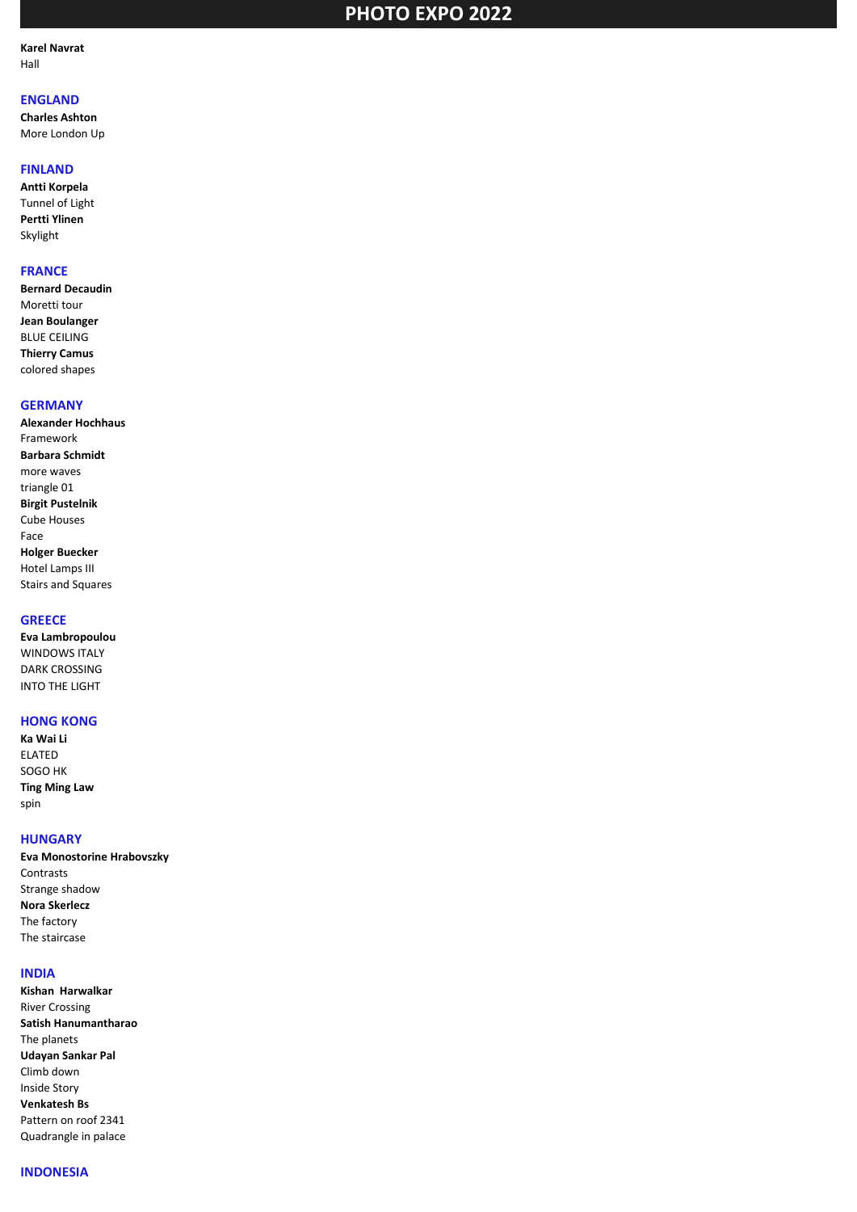# PHOTO EXPO 2022

**Karel Navrat**
Hall

## ENGLAND

**Charles Ashton**
More London Up

## FINLAND

**Antti Korpela**
Tunnel of Light
**Pertti Ylinen**
Skylight

## FRANCE

**Bernard Decaudin**
Moretti tour
**Jean Boulanger**
BLUE CEILING
**Thierry Camus**
colored shapes

## GERMANY

**Alexander Hochhaus**
Framework
**Barbara Schmidt**
more waves
triangle 01
**Birgit Pustelnik**
Cube Houses
Face
**Holger Buecker**
Hotel Lamps III
Stairs and Squares

## GREECE

**Eva Lambropoulou**
WINDOWS ITALY
DARK CROSSING
INTO THE LIGHT

## HONG KONG

**Ka Wai Li**
ELATED
SOGO HK
**Ting Ming Law**
spin

## HUNGARY

**Eva Monostorine Hrabovszky**
Contrasts
Strange shadow
**Nora Skerlecz**
The factory
The staircase

## INDIA

**Kishan  Harwalkar**
River Crossing
**Satish Hanumantharao**
The planets
**Udayan Sankar Pal**
Climb down
Inside Story
**Venkatesh Bs**
Pattern on roof 2341
Quadrangle in palace

## INDONESIA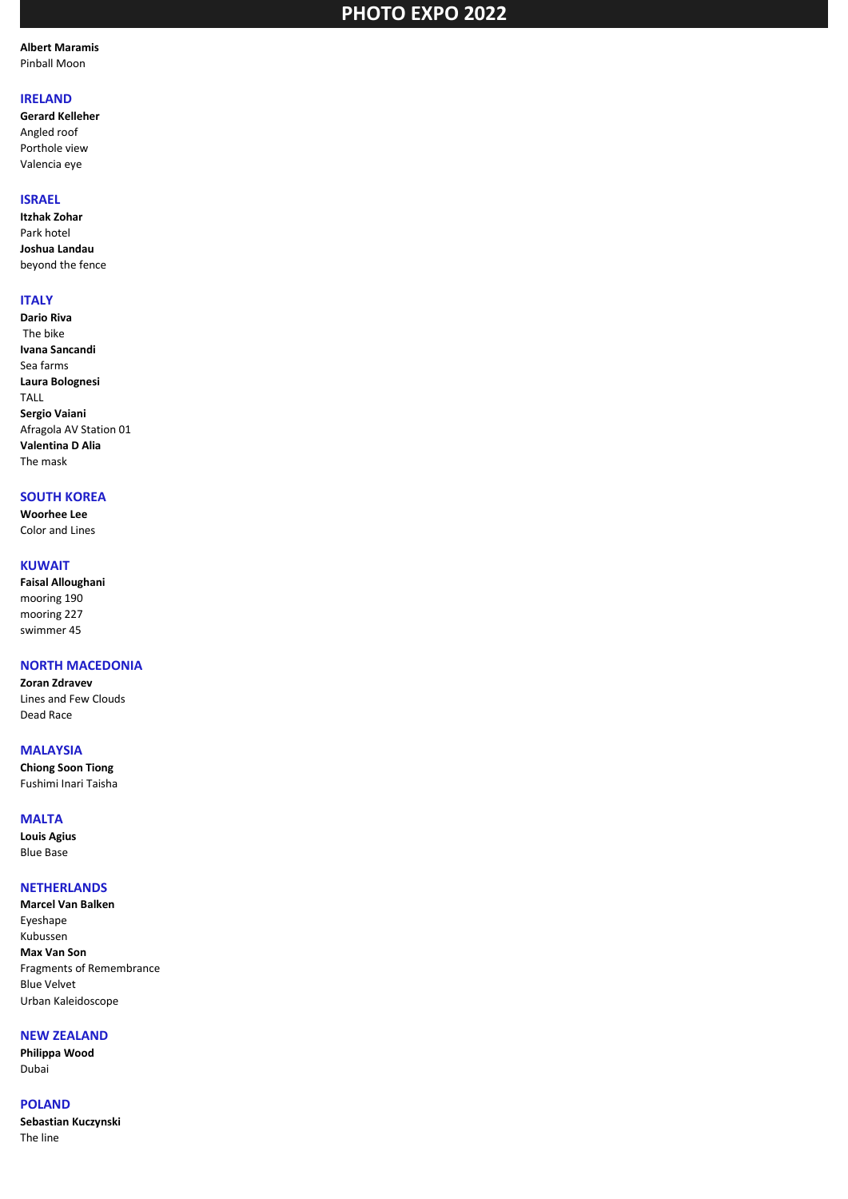# PHOTO EXPO 2022

**Albert Maramis**
Pinball Moon

## IRELAND

**Gerard Kelleher**
Angled roof
Porthole view
Valencia eye

## ISRAEL

**Itzhak Zohar**
Park hotel
**Joshua Landau**
beyond the fence

## ITALY

**Dario Riva**
The bike
**Ivana Sancandi**
Sea farms
**Laura Bolognesi**
TALL
**Sergio Vaiani**
Afragola AV Station 01
**Valentina D Alia**
The mask

## SOUTH KOREA

**Woorhee Lee**
Color and Lines

## KUWAIT

**Faisal Alloughani**
mooring 190
mooring 227
swimmer 45

## NORTH MACEDONIA

**Zoran Zdravev**
Lines and Few Clouds
Dead Race

## MALAYSIA

**Chiong Soon Tiong**
Fushimi Inari Taisha

## MALTA

**Louis Agius**
Blue Base

## NETHERLANDS

**Marcel Van Balken**
Eyeshape
Kubussen
**Max Van Son**
Fragments of Remembrance
Blue Velvet
Urban Kaleidoscope

## NEW ZEALAND

**Philippa Wood**
Dubai

## POLAND

**Sebastian Kuczynski**
The line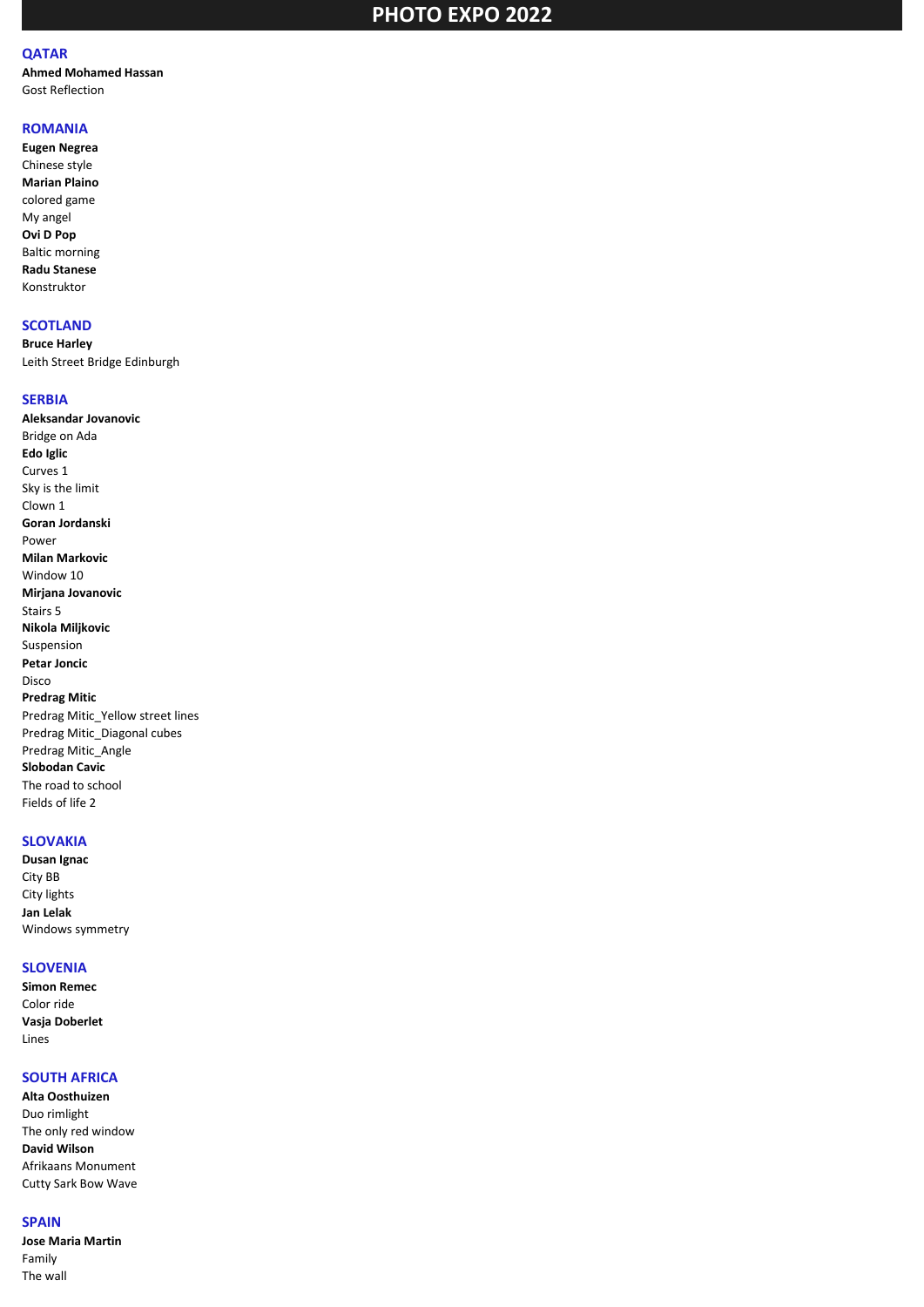# PHOTO EXPO 2022

## QATAR

**Ahmed Mohamed Hassan**
Gost Reflection

## ROMANIA

**Eugen Negrea**
Chinese style
**Marian Plaino**
colored game
My angel
**Ovi D Pop**
Baltic morning
**Radu Stanese**
Konstruktor

## SCOTLAND

**Bruce Harley**
Leith Street Bridge Edinburgh

## SERBIA

**Aleksandar Jovanovic**
Bridge on Ada
**Edo Iglic**
Curves 1
Sky is the limit
Clown 1
**Goran Jordanski**
Power
**Milan Markovic**
Window 10
**Mirjana Jovanovic**
Stairs 5
**Nikola Miljkovic**
Suspension
**Petar Joncic**
Disco
**Predrag Mitic**
Predrag Mitic_Yellow street lines
Predrag Mitic_Diagonal cubes
Predrag Mitic_Angle
**Slobodan Cavic**
The road to school
Fields of life 2

## SLOVAKIA

**Dusan Ignac**
City BB
City lights
**Jan Lelak**
Windows symmetry

## SLOVENIA

**Simon Remec**
Color ride
**Vasja Doberlet**
Lines

## SOUTH AFRICA

**Alta Oosthuizen**
Duo rimlight
The only red window
**David Wilson**
Afrikaans Monument
Cutty Sark Bow Wave

## SPAIN

**Jose Maria Martin**
Family
The wall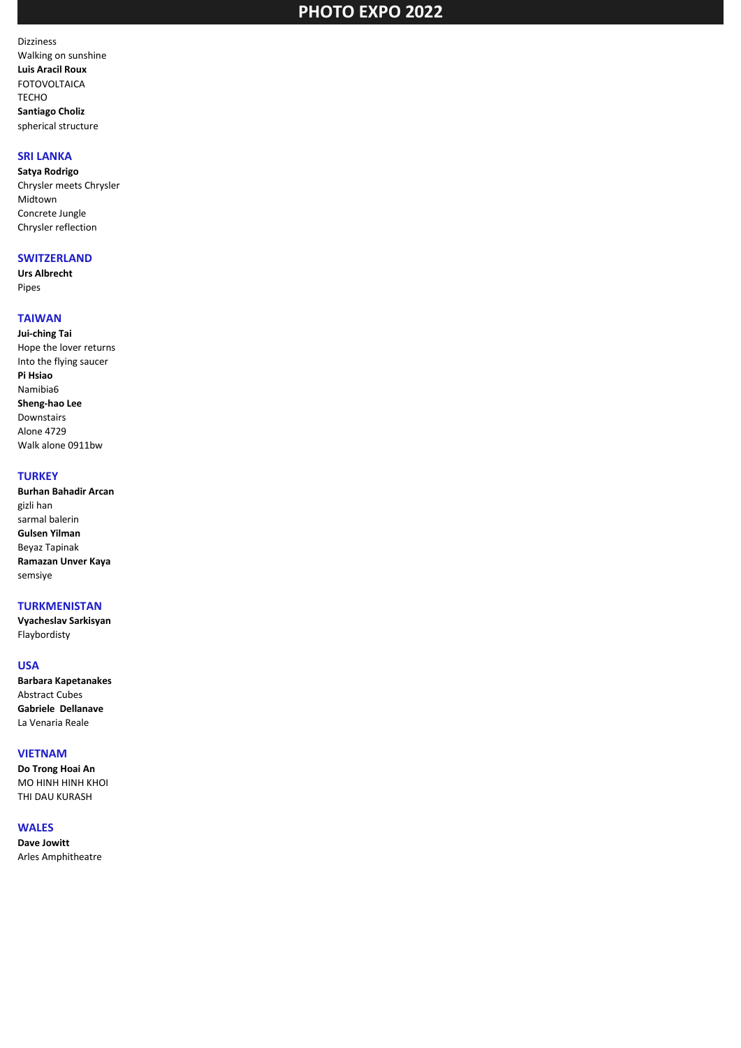# PHOTO EXPO 2022

Dizziness
Walking on sunshine
**Luis Aracil Roux**
FOTOVOLTAICA
TECHO
**Santiago Choliz**
spherical structure

## SRI LANKA

**Satya Rodrigo**
Chrysler meets Chrysler
Midtown
Concrete Jungle
Chrysler reflection

## SWITZERLAND

**Urs Albrecht**
Pipes

## TAIWAN

**Jui-ching Tai**
Hope the lover returns
Into the flying saucer
**Pi Hsiao**
Namibia6
**Sheng-hao Lee**
Downstairs
Alone 4729
Walk alone 0911bw

## TURKEY

**Burhan Bahadir Arcan**
gizli han
sarmal balerin
**Gulsen Yilman**
Beyaz Tapinak
**Ramazan Unver Kaya**
semsiye

## TURKMENISTAN

**Vyacheslav Sarkisyan**
Flaybordisty

## USA

**Barbara Kapetanakes**
Abstract Cubes
**Gabriele  Dellanave**
La Venaria Reale

## VIETNAM

**Do Trong Hoai An**
MO HINH HINH KHOI
THI DAU KURASH

## WALES

**Dave Jowitt**
Arles Amphitheatre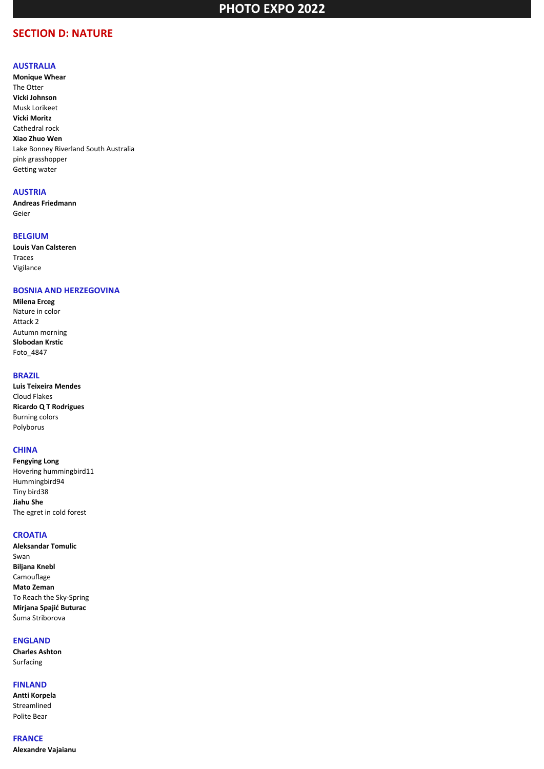# PHOTO EXPO 2022

## SECTION D: NATURE

### AUSTRALIA

**Monique Whear**
The Otter
**Vicki Johnson**
Musk Lorikeet
**Vicki Moritz**
Cathedral rock
**Xiao Zhuo Wen**
Lake Bonney Riverland South Australia
pink grasshopper
Getting water

### AUSTRIA

**Andreas Friedmann**
Geier

### BELGIUM

**Louis Van Calsteren**
Traces
Vigilance

### BOSNIA AND HERZEGOVINA

**Milena Erceg**
Nature in color
Attack 2
Autumn morning
**Slobodan Krstic**
Foto_4847

### BRAZIL

**Luis Teixeira Mendes**
Cloud Flakes
**Ricardo Q T Rodrigues**
Burning colors
Polyborus

### CHINA

**Fengying Long**
Hovering hummingbird11
Hummingbird94
Tiny bird38
**Jiahu She**
The egret in cold forest

### CROATIA

**Aleksandar Tomulic**
Swan
**Biljana Knebl**
Camouflage
**Mato Zeman**
To Reach the Sky-Spring
**Mirjana Spajić Buturac**
Šuma Striborova

### ENGLAND

**Charles Ashton**
Surfacing

### FINLAND

**Antti Korpela**
Streamlined
Polite Bear

### FRANCE

**Alexandre Vajaianu**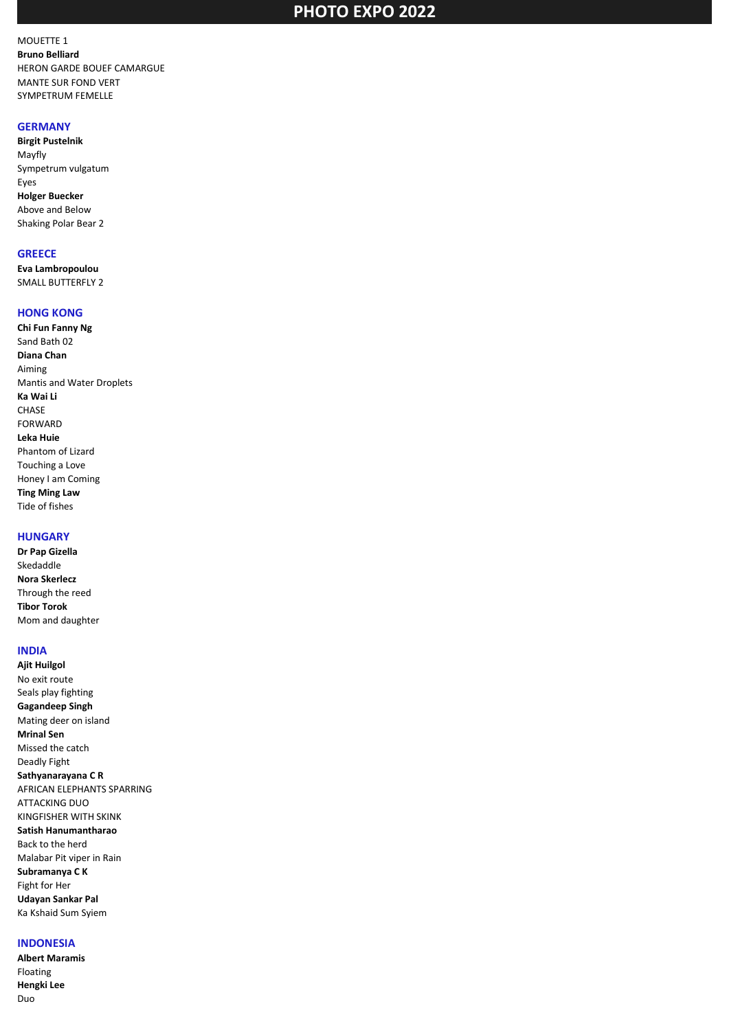MOUETTE 1

**Bruno Belliard**

HERON GARDE BOUEF CAMARGUE

MANTE SUR FOND VERT

SYMPETRUM FEMELLE

## GERMANY

**Birgit Pustelnik**

Mayfly

Sympetrum vulgatum

Eyes

**Holger Buecker**

Above and Below

Shaking Polar Bear 2

## GREECE

**Eva Lambropoulou**

SMALL BUTTERFLY 2

## HONG KONG

**Chi Fun Fanny Ng**

Sand Bath 02

**Diana Chan**

Aiming

Mantis and Water Droplets

**Ka Wai Li**

CHASE

FORWARD

**Leka Huie**

Phantom of Lizard

Touching a Love

Honey I am Coming

**Ting Ming Law**

Tide of fishes

## HUNGARY

**Dr Pap Gizella**

Skedaddle

**Nora Skerlecz**

Through the reed

**Tibor Torok**

Mom and daughter

## INDIA

**Ajit Huilgol**

No exit route

Seals play fighting

**Gagandeep Singh**

Mating deer on island

**Mrinal Sen**

Missed the catch

Deadly Fight

**Sathyanarayana C R**

AFRICAN ELEPHANTS SPARRING

ATTACKING DUO

KINGFISHER WITH SKINK

**Satish Hanumantharao**

Back to the herd

Malabar Pit viper in Rain

**Subramanya C K**

Fight for Her

**Udayan Sankar Pal**

Ka Kshaid Sum Syiem

## INDONESIA

**Albert Maramis**

Floating

**Hengki Lee**

Duo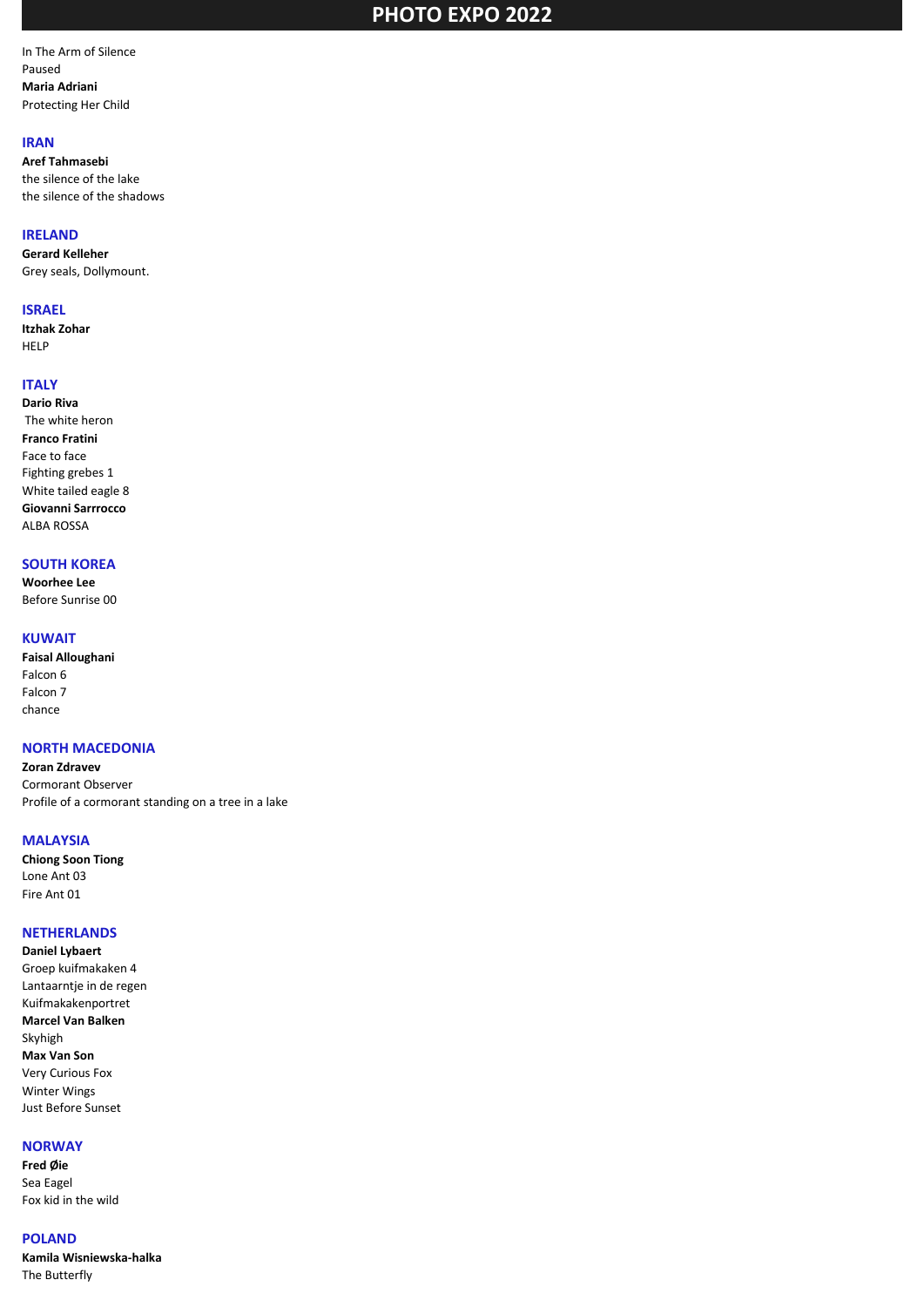# PHOTO EXPO 2022

In The Arm of Silence
Paused
**Maria Adriani**
Protecting Her Child

## IRAN

**Aref Tahmasebi**
the silence of the lake
the silence of the shadows

## IRELAND

**Gerard Kelleher**
Grey seals, Dollymount.

## ISRAEL

**Itzhak Zohar**
HELP

## ITALY

**Dario Riva**
The white heron
**Franco Fratini**
Face to face
Fighting grebes 1
White tailed eagle 8
**Giovanni Sarrrocco**
ALBA ROSSA

## SOUTH KOREA

**Woorhee Lee**
Before Sunrise 00

## KUWAIT

**Faisal Alloughani**
Falcon 6
Falcon 7
chance

## NORTH MACEDONIA

**Zoran Zdravev**
Cormorant Observer
Profile of a cormorant standing on a tree in a lake

## MALAYSIA

**Chiong Soon Tiong**
Lone Ant 03
Fire Ant 01

## NETHERLANDS

**Daniel Lybaert**
Groep kuifmakaken 4
Lantaarntje in de regen
Kuifmakakenportret
**Marcel Van Balken**
Skyhigh
**Max Van Son**
Very Curious Fox
Winter Wings
Just Before Sunset

## NORWAY

**Fred Øie**
Sea Eagel
Fox kid in the wild

## POLAND

**Kamila Wisniewska-halka**
The Butterfly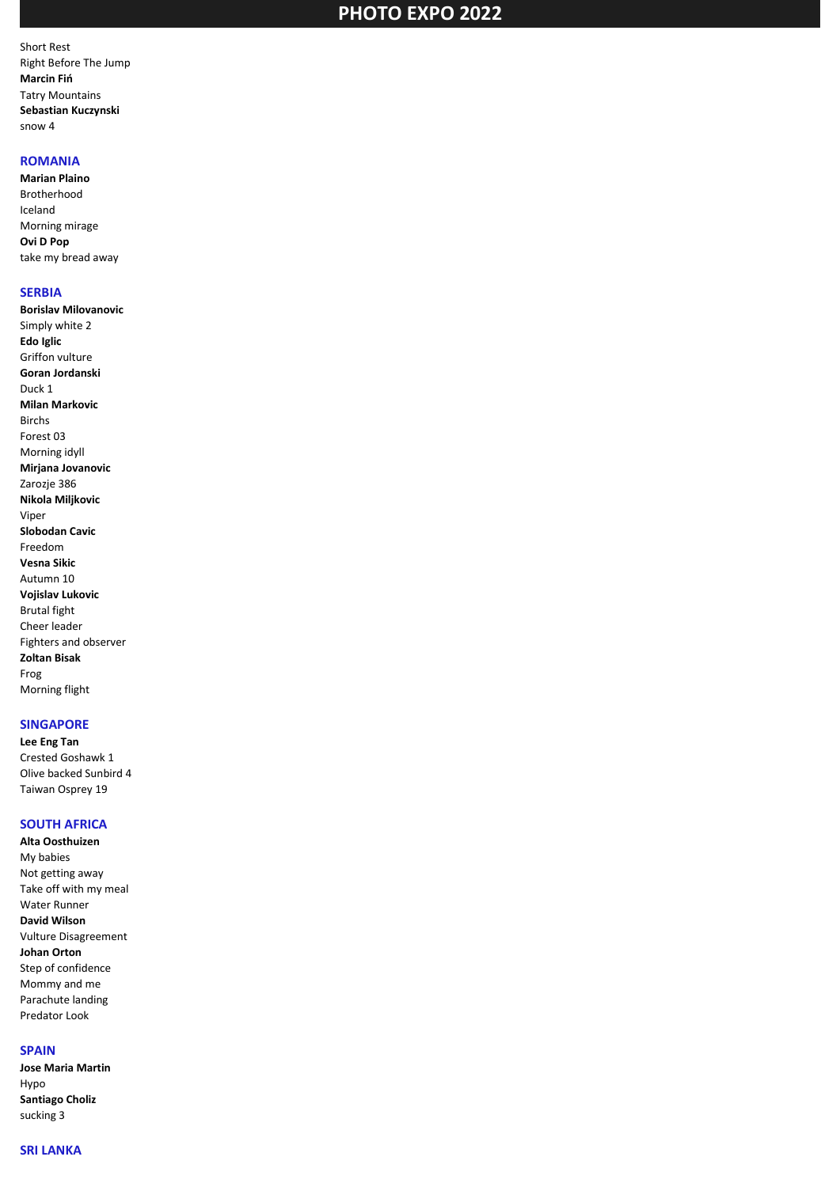Short Rest
Right Before The Jump
**Marcin Fiń**
Tatry Mountains
**Sebastian Kuczynski**
snow 4

## ROMANIA

**Marian Plaino**
Brotherhood
Iceland
Morning mirage
**Ovi D Pop**
take my bread away

## SERBIA

**Borislav Milovanovic**
Simply white 2
**Edo Iglic**
Griffon vulture
**Goran Jordanski**
Duck 1
**Milan Markovic**
Birchs
Forest 03
Morning idyll
**Mirjana Jovanovic**
Zarozje 386
**Nikola Miljkovic**
Viper
**Slobodan Cavic**
Freedom
**Vesna Sikic**
Autumn 10
**Vojislav Lukovic**
Brutal fight
Cheer leader
Fighters and observer
**Zoltan Bisak**
Frog
Morning flight

## SINGAPORE

**Lee Eng Tan**
Crested Goshawk 1
Olive backed Sunbird 4
Taiwan Osprey 19

## SOUTH AFRICA

**Alta Oosthuizen**
My babies
Not getting away
Take off with my meal
Water Runner
**David Wilson**
Vulture Disagreement
**Johan Orton**
Step of confidence
Mommy and me
Parachute landing
Predator Look

## SPAIN

**Jose Maria Martin**
Hypo
**Santiago Choliz**
sucking 3

## SRI LANKA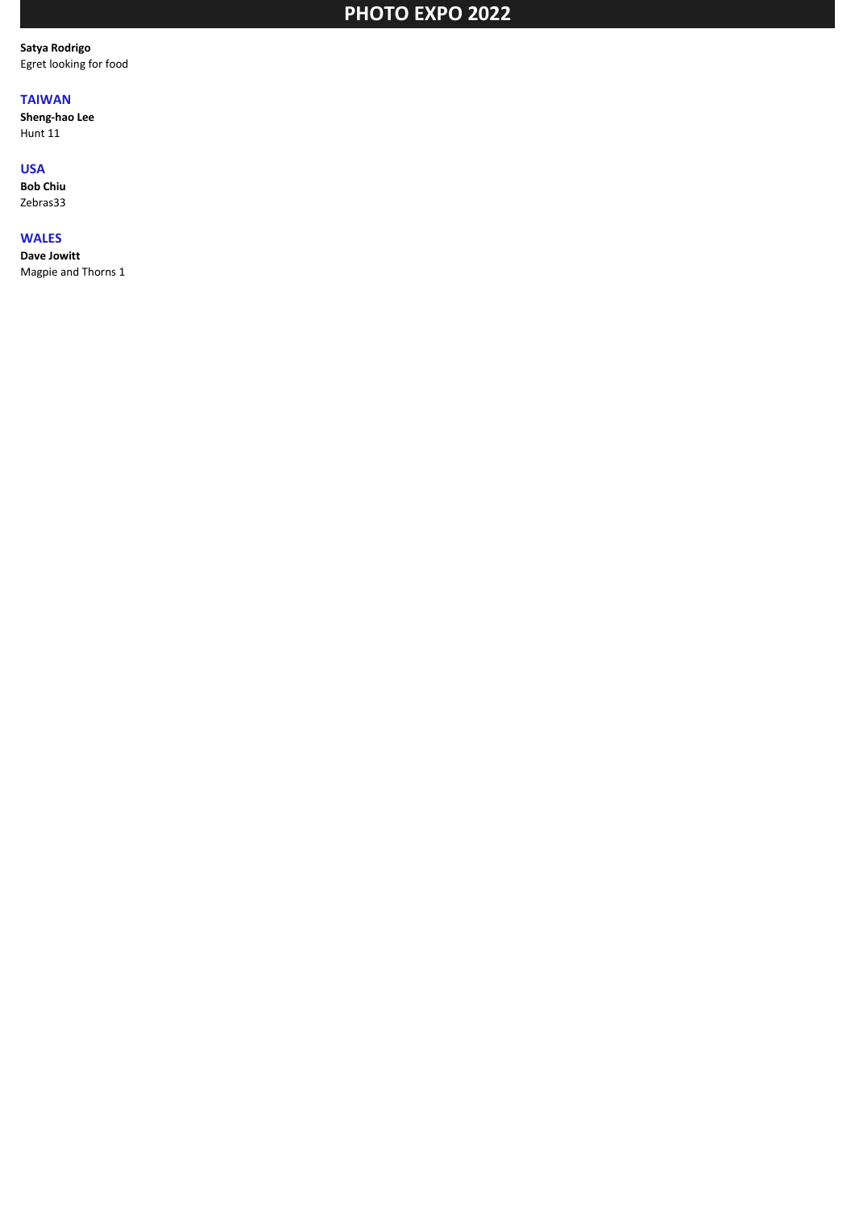**Satya Rodrigo**
Egret looking for food

## TAIWAN

**Sheng-hao Lee**
Hunt 11

## USA

**Bob Chiu**
Zebras33

## WALES

**Dave Jowitt**
Magpie and Thorns 1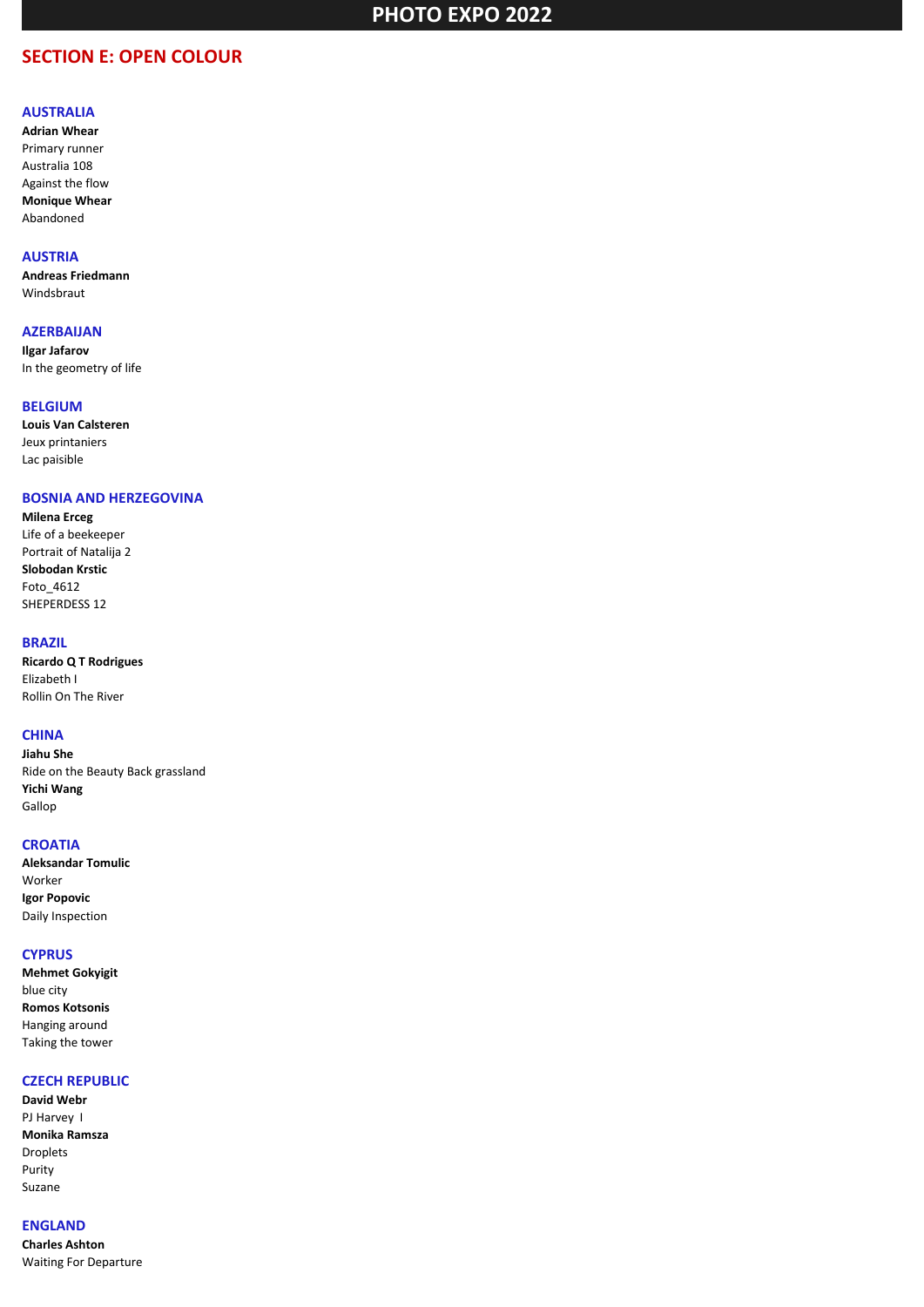# PHOTO EXPO 2022

## SECTION E: OPEN COLOUR

### AUSTRALIA

**Adrian Whear**
Primary runner
Australia 108
Against the flow
**Monique Whear**
Abandoned

### AUSTRIA

**Andreas Friedmann**
Windsbraut

### AZERBAIJAN

**Ilgar Jafarov**
In the geometry of life

### BELGIUM

**Louis Van Calsteren**
Jeux printaniers
Lac paisible

### BOSNIA AND HERZEGOVINA

**Milena Erceg**
Life of a beekeeper
Portrait of Natalija 2
**Slobodan Krstic**
Foto_4612
SHEPERDESS 12

### BRAZIL

**Ricardo Q T Rodrigues**
Elizabeth I
Rollin On The River

### CHINA

**Jiahu She**
Ride on the Beauty Back grassland
**Yichi Wang**
Gallop

### CROATIA

**Aleksandar Tomulic**
Worker
**Igor Popovic**
Daily Inspection

### CYPRUS

**Mehmet Gokyigit**
blue city
**Romos Kotsonis**
Hanging around
Taking the tower

### CZECH REPUBLIC

**David Webr**
PJ Harvey I
**Monika Ramsza**
Droplets
Purity
Suzane

### ENGLAND

**Charles Ashton**
Waiting For Departure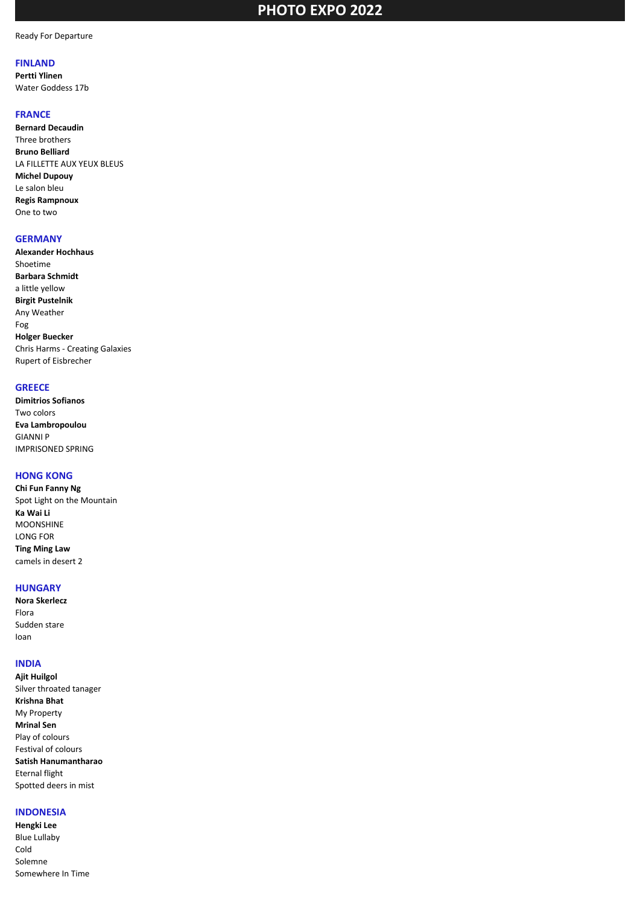# PHOTO EXPO 2022

Ready For Departure

## FINLAND

**Pertti Ylinen**
Water Goddess 17b

## FRANCE

**Bernard Decaudin**
Three brothers
**Bruno Belliard**
LA FILLETTE AUX YEUX BLEUS
**Michel Dupouy**
Le salon bleu
**Regis Rampnoux**
One to two

## GERMANY

**Alexander Hochhaus**
Shoetime
**Barbara Schmidt**
a little yellow
**Birgit Pustelnik**
Any Weather
Fog
**Holger Buecker**
Chris Harms - Creating Galaxies
Rupert of Eisbrecher

## GREECE

**Dimitrios Sofianos**
Two colors
**Eva Lambropoulou**
GIANNI P
IMPRISONED SPRING

## HONG KONG

**Chi Fun Fanny Ng**
Spot Light on the Mountain
**Ka Wai Li**
MOONSHINE
LONG FOR
**Ting Ming Law**
camels in desert 2

## HUNGARY

**Nora Skerlecz**
Flora
Sudden stare
Ioan

## INDIA

**Ajit Huilgol**
Silver throated tanager
**Krishna Bhat**
My Property
**Mrinal Sen**
Play of colours
Festival of colours
**Satish Hanumantharao**
Eternal flight
Spotted deers in mist

## INDONESIA

**Hengki Lee**
Blue Lullaby
Cold
Solemne
Somewhere In Time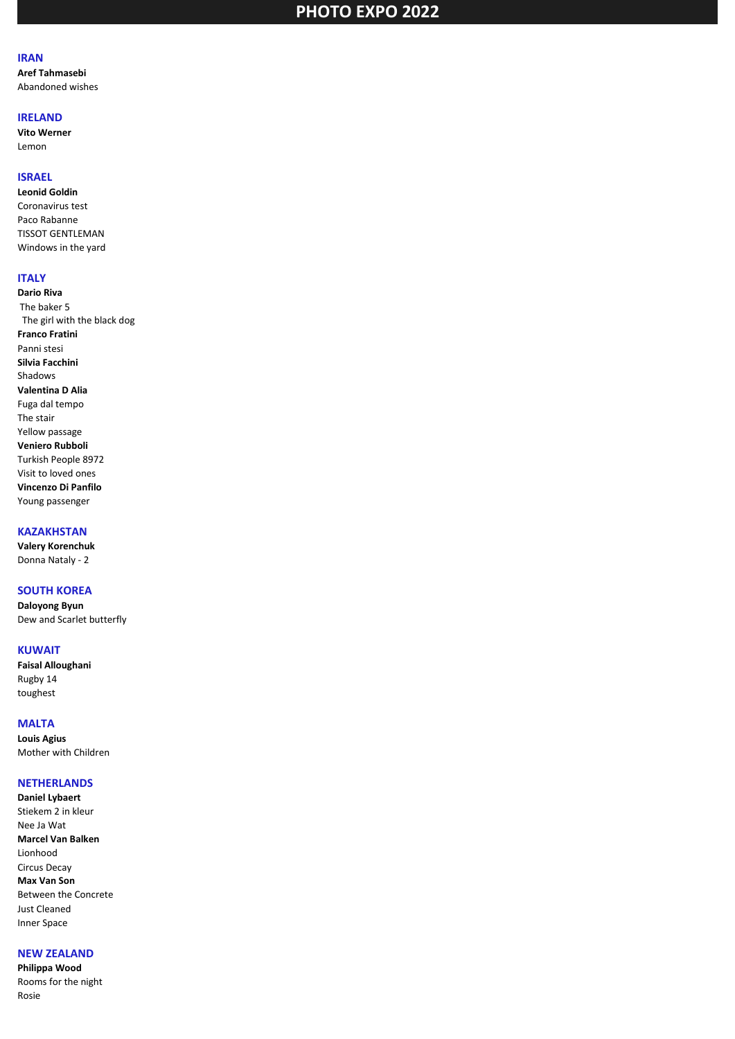# PHOTO EXPO 2022

## IRAN

**Aref Tahmasebi**
Abandoned wishes

## IRELAND

**Vito Werner**
Lemon

## ISRAEL

**Leonid Goldin**
Coronavirus test
Paco Rabanne
TISSOT GENTLEMAN
Windows in the yard

## ITALY

**Dario Riva**
The baker 5
The girl with the black dog
**Franco Fratini**
Panni stesi
**Silvia Facchini**
Shadows
**Valentina D Alia**
Fuga dal tempo
The stair
Yellow passage
**Veniero Rubboli**
Turkish People 8972
Visit to loved ones
**Vincenzo Di Panfilo**
Young passenger

## KAZAKHSTAN

**Valery Korenchuk**
Donna Nataly - 2

## SOUTH KOREA

**Daloyong Byun**
Dew and Scarlet butterfly

## KUWAIT

**Faisal Alloughani**
Rugby 14
toughest

## MALTA

**Louis Agius**
Mother with Children

## NETHERLANDS

**Daniel Lybaert**
Stiekem 2 in kleur
Nee Ja Wat
**Marcel Van Balken**
Lionhood
Circus Decay
**Max Van Son**
Between the Concrete
Just Cleaned
Inner Space

## NEW ZEALAND

**Philippa Wood**
Rooms for the night
Rosie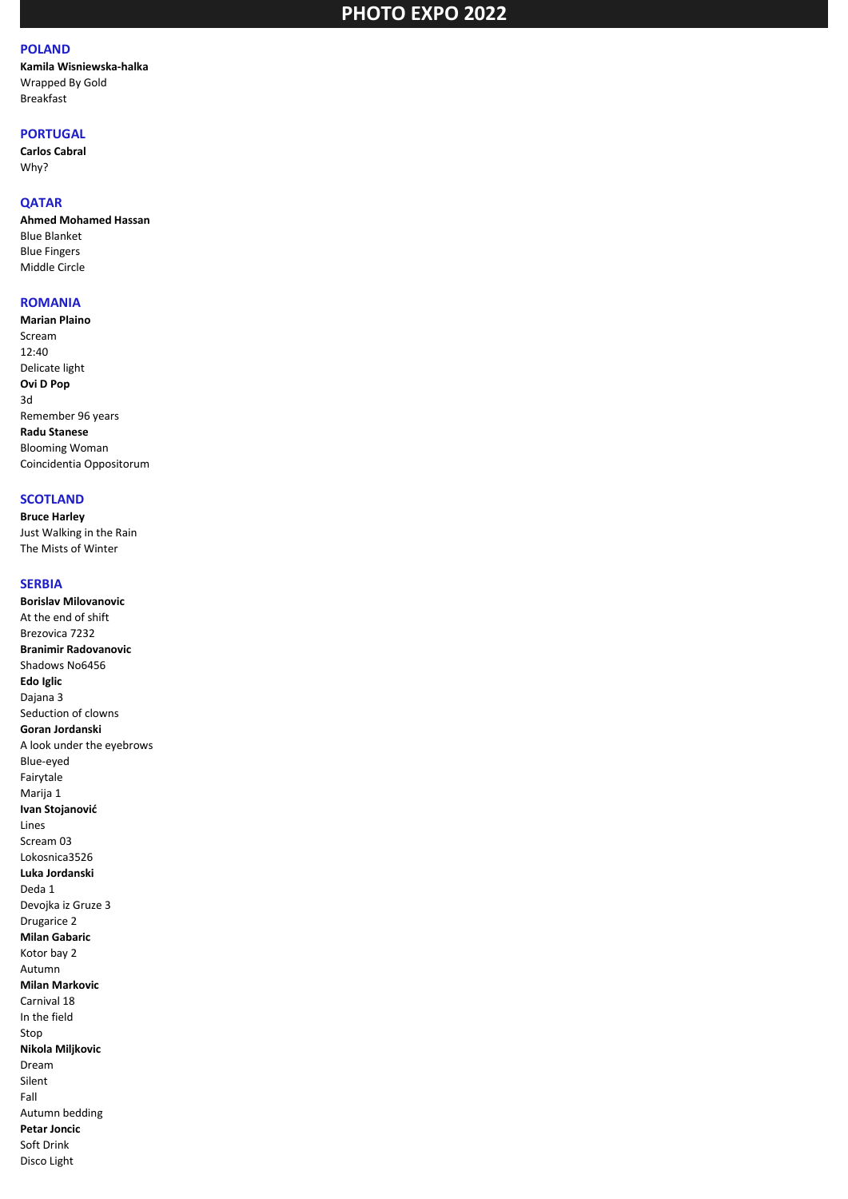# PHOTO EXPO 2022

## POLAND

**Kamila Wisniewska-halka**
Wrapped By Gold
Breakfast

## PORTUGAL

**Carlos Cabral**
Why?

## QATAR

**Ahmed Mohamed Hassan**
Blue Blanket
Blue Fingers
Middle Circle

## ROMANIA

**Marian Plaino**
Scream
12:40
Delicate light
**Ovi D Pop**
3d
Remember 96 years
**Radu Stanese**
Blooming Woman
Coincidentia Oppositorum

## SCOTLAND

**Bruce Harley**
Just Walking in the Rain
The Mists of Winter

## SERBIA

**Borislav Milovanovic**
At the end of shift
Brezovica 7232
**Branimir Radovanovic**
Shadows No6456
**Edo Iglic**
Dajana 3
Seduction of clowns
**Goran Jordanski**
A look under the eyebrows
Blue-eyed
Fairytale
Marija 1
**Ivan Stojanović**
Lines
Scream 03
Lokosnica3526
**Luka Jordanski**
Deda 1
Devojka iz Gruze 3
Drugarice 2
**Milan Gabaric**
Kotor bay 2
Autumn
**Milan Markovic**
Carnival 18
In the field
Stop
**Nikola Miljkovic**
Dream
Silent
Fall
Autumn bedding
**Petar Joncic**
Soft Drink
Disco Light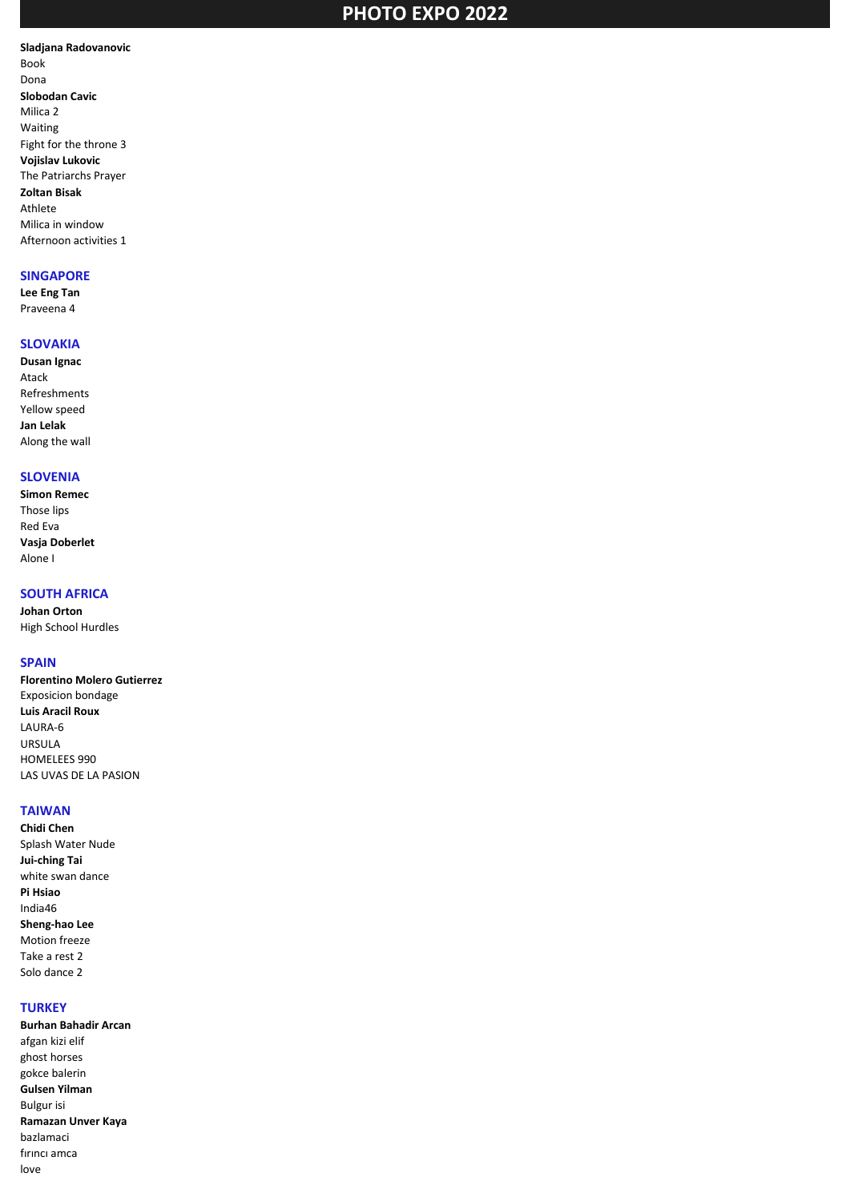# PHOTO EXPO 2022

**Sladjana Radovanovic**
Book
Dona
**Slobodan Cavic**
Milica 2
Waiting
Fight for the throne 3
**Vojislav Lukovic**
The Patriarchs Prayer
**Zoltan Bisak**
Athlete
Milica in window
Afternoon activities 1

## SINGAPORE

**Lee Eng Tan**
Praveena 4

## SLOVAKIA

**Dusan Ignac**
Atack
Refreshments
Yellow speed
**Jan Lelak**
Along the wall

## SLOVENIA

**Simon Remec**
Those lips
Red Eva
**Vasja Doberlet**
Alone I

## SOUTH AFRICA

**Johan Orton**
High School Hurdles

## SPAIN

**Florentino Molero Gutierrez**
Exposicion bondage
**Luis Aracil Roux**
LAURA-6
URSULA
HOMELEES 990
LAS UVAS DE LA PASION

## TAIWAN

**Chidi Chen**
Splash Water Nude
**Jui-ching Tai**
white swan dance
**Pi Hsiao**
India46
**Sheng-hao Lee**
Motion freeze
Take a rest 2
Solo dance 2

## TURKEY

**Burhan Bahadir Arcan**
afgan kizi elif
ghost horses
gokce balerin
**Gulsen Yilman**
Bulgur isi
**Ramazan Unver Kaya**
bazlamaci
fırıncı amca
love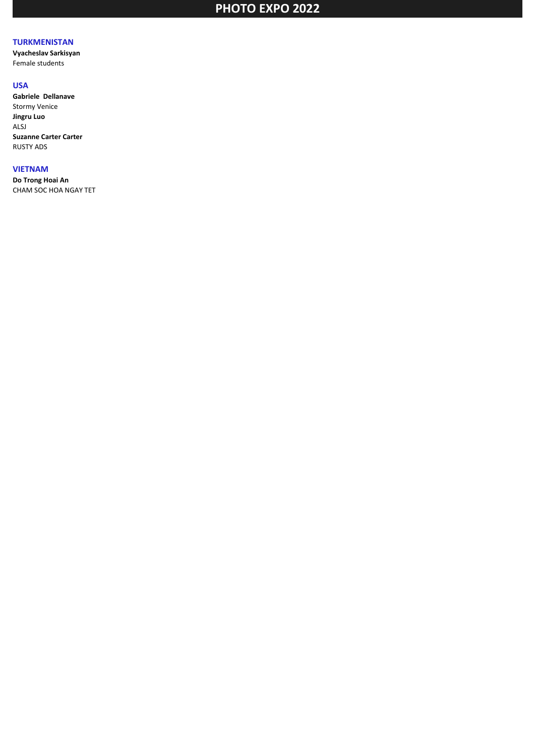## TURKMENISTAN

**Vyacheslav Sarkisyan**
Female students

## USA

**Gabriele Dellanave**
Stormy Venice
**Jingru Luo**
ALSJ
**Suzanne Carter Carter**
RUSTY ADS

## VIETNAM

**Do Trong Hoai An**
CHAM SOC HOA NGAY TET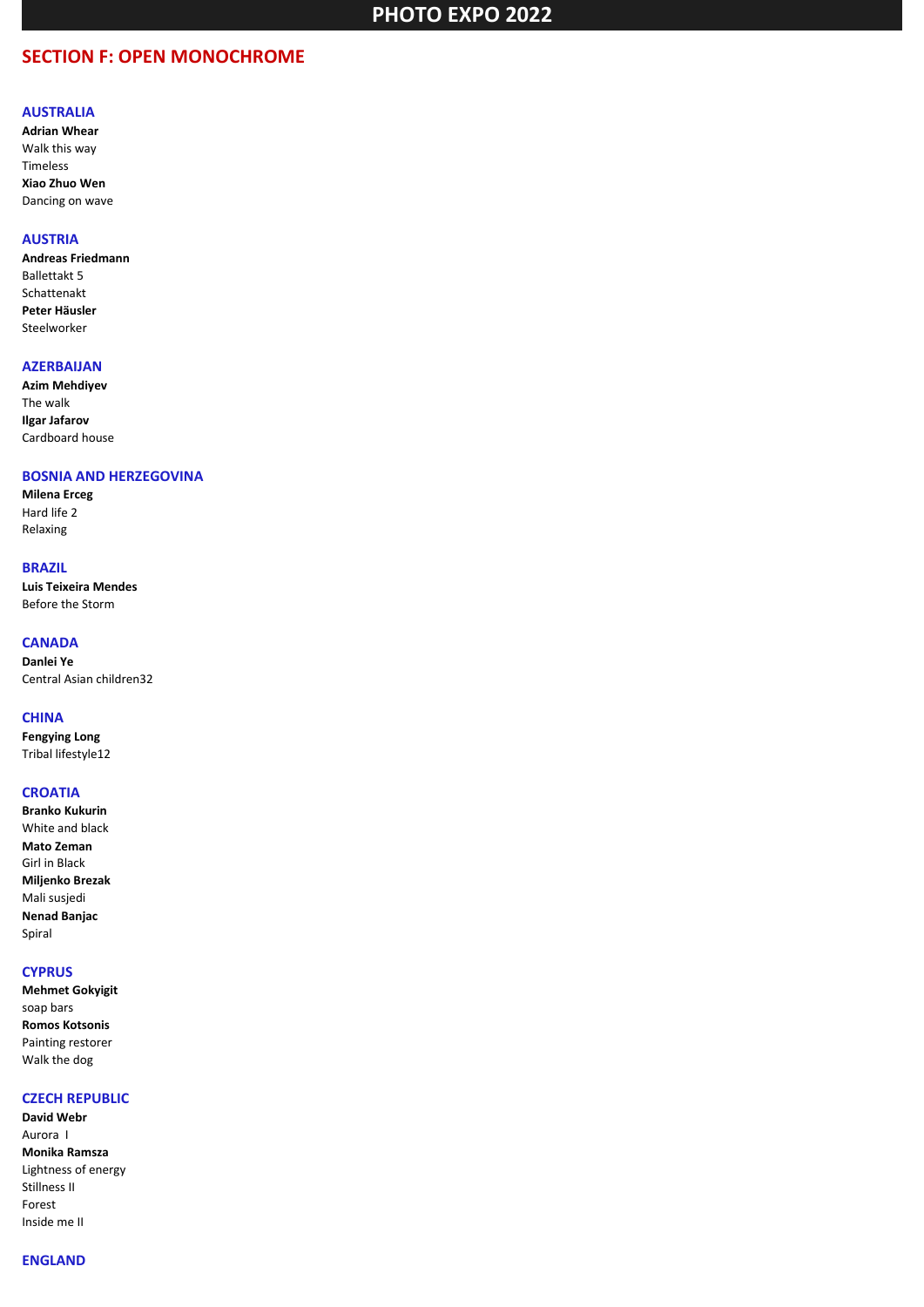# PHOTO EXPO 2022

## SECTION F: OPEN MONOCHROME

### AUSTRALIA

**Adrian Whear**
Walk this way
Timeless
**Xiao Zhuo Wen**
Dancing on wave

### AUSTRIA

**Andreas Friedmann**
Ballettakt 5
Schattenakt
**Peter Häusler**
Steelworker

### AZERBAIJAN

**Azim Mehdiyev**
The walk
**Ilgar Jafarov**
Cardboard house

### BOSNIA AND HERZEGOVINA

**Milena Erceg**
Hard life 2
Relaxing

### BRAZIL

**Luis Teixeira Mendes**
Before the Storm

### CANADA

**Danlei Ye**
Central Asian children32

### CHINA

**Fengying Long**
Tribal lifestyle12

### CROATIA

**Branko Kukurin**
White and black
**Mato Zeman**
Girl in Black
**Miljenko Brezak**
Mali susjedi
**Nenad Banjac**
Spiral

### CYPRUS

**Mehmet Gokyigit**
soap bars
**Romos Kotsonis**
Painting restorer
Walk the dog

### CZECH REPUBLIC

**David Webr**
Aurora I
**Monika Ramsza**
Lightness of energy
Stillness II
Forest
Inside me II

### ENGLAND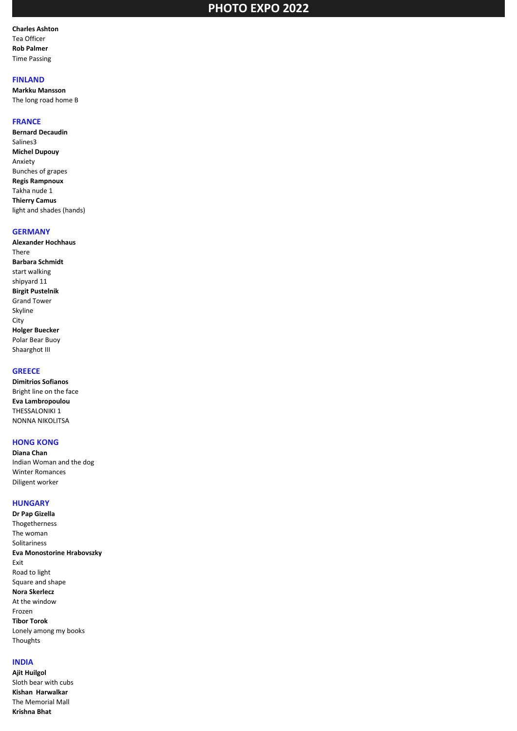**Charles Ashton**
Tea Officer
**Rob Palmer**
Time Passing

## FINLAND

**Markku Mansson**
The long road home B

## FRANCE

**Bernard Decaudin**
Salines3
**Michel Dupouy**
Anxiety
Bunches of grapes
**Regis Rampnoux**
Takha nude 1
**Thierry Camus**
light and shades (hands)

## GERMANY

**Alexander Hochhaus**
There
**Barbara Schmidt**
start walking
shipyard 11
**Birgit Pustelnik**
Grand Tower
Skyline
City
**Holger Buecker**
Polar Bear Buoy
Shaarghot III

## GREECE

**Dimitrios Sofianos**
Bright line on the face
**Eva Lambropoulou**
THESSALONIKI 1
NONNA NIKOLITSA

## HONG KONG

**Diana Chan**
Indian Woman and the dog
Winter Romances
Diligent worker

## HUNGARY

**Dr Pap Gizella**
Thogetherness
The woman
Solitariness
**Eva Monostorine Hrabovszky**
Exit
Road to light
Square and shape
**Nora Skerlecz**
At the window
Frozen
**Tibor Torok**
Lonely among my books
Thoughts

## INDIA

**Ajit Huilgol**
Sloth bear with cubs
**Kishan Harwalkar**
The Memorial Mall
**Krishna Bhat**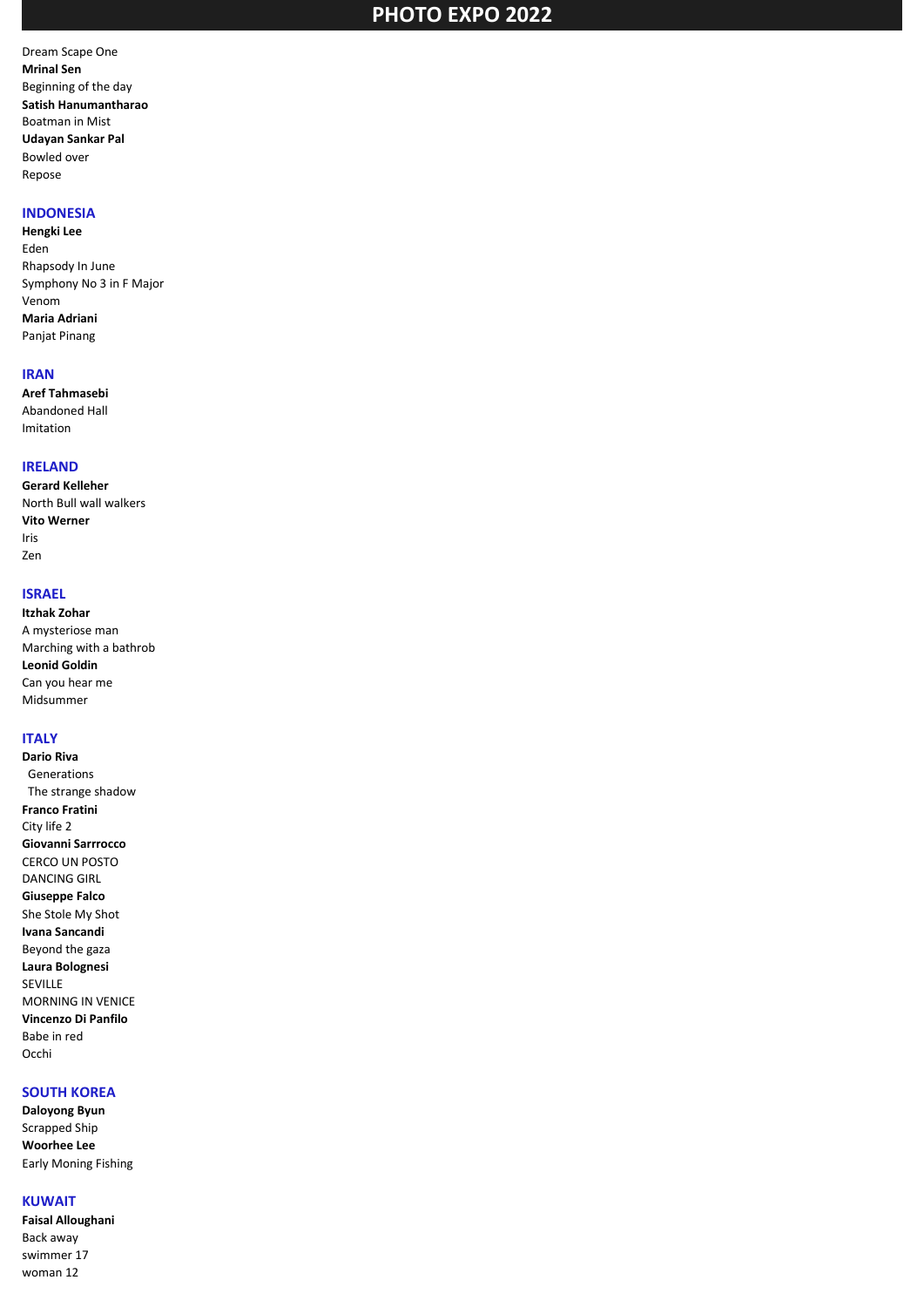# PHOTO EXPO 2022

Dream Scape One
**Mrinal Sen**
Beginning of the day
**Satish Hanumantharao**
Boatman in Mist
**Udayan Sankar Pal**
Bowled over
Repose

## INDONESIA

**Hengki Lee**
Eden
Rhapsody In June
Symphony No 3 in F Major
Venom
**Maria Adriani**
Panjat Pinang

## IRAN

**Aref Tahmasebi**
Abandoned Hall
Imitation

## IRELAND

**Gerard Kelleher**
North Bull wall walkers
**Vito Werner**
Iris
Zen

## ISRAEL

**Itzhak Zohar**
A mysteriose man
Marching with a bathrob
**Leonid Goldin**
Can you hear me
Midsummer

## ITALY

**Dario Riva**
Generations
The strange shadow
**Franco Fratini**
City life 2
**Giovanni Sarrrocco**
CERCO UN POSTO
DANCING GIRL
**Giuseppe Falco**
She Stole My Shot
**Ivana Sancandi**
Beyond the gaza
**Laura Bolognesi**
SEVILLE
MORNING IN VENICE
**Vincenzo Di Panfilo**
Babe in red
Occhi

## SOUTH KOREA

**Daloyong Byun**
Scrapped Ship
**Woorhee Lee**
Early Moning Fishing

## KUWAIT

**Faisal Alloughani**
Back away
swimmer 17
woman 12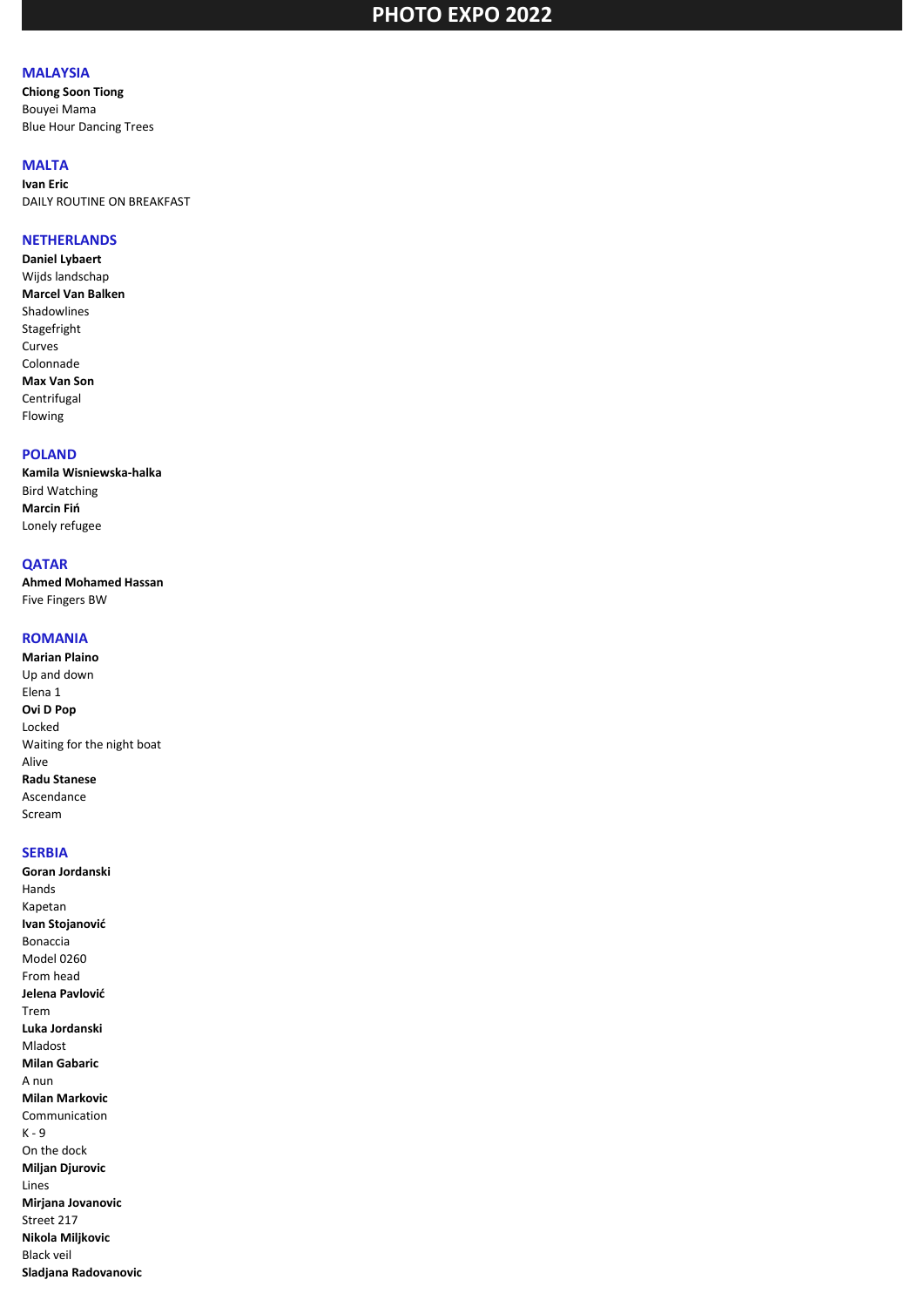# PHOTO EXPO 2022

## MALAYSIA

**Chiong Soon Tiong**
Bouyei Mama
Blue Hour Dancing Trees

## MALTA

**Ivan Eric**
DAILY ROUTINE ON BREAKFAST

## NETHERLANDS

**Daniel Lybaert**
Wijds landschap
**Marcel Van Balken**
Shadowlines
Stagefright
Curves
Colonnade
**Max Van Son**
Centrifugal
Flowing

## POLAND

**Kamila Wisniewska-halka**
Bird Watching
**Marcin Fiń**
Lonely refugee

## QATAR

**Ahmed Mohamed Hassan**
Five Fingers BW

## ROMANIA

**Marian Plaino**
Up and down
Elena 1
**Ovi D Pop**
Locked
Waiting for the night boat
Alive
**Radu Stanese**
Ascendance
Scream

## SERBIA

**Goran Jordanski**
Hands
Kapetan
**Ivan Stojanović**
Bonaccia
Model 0260
From head
**Jelena Pavlović**
Trem
**Luka Jordanski**
Mladost
**Milan Gabaric**
A nun
**Milan Markovic**
Communication
K - 9
On the dock
**Miljan Djurovic**
Lines
**Mirjana Jovanovic**
Street 217
**Nikola Miljkovic**
Black veil
**Sladjana Radovanovic**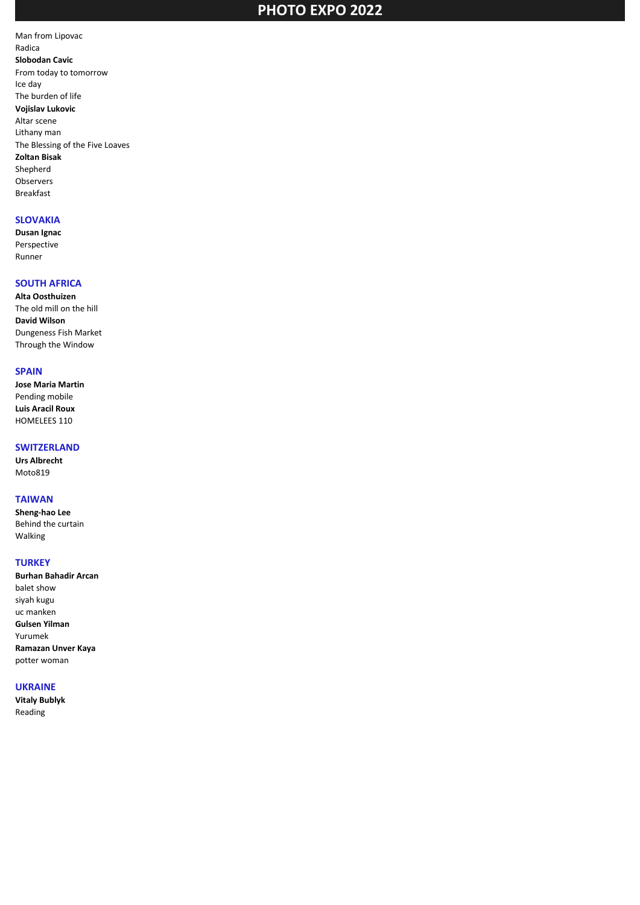Man from Lipovac
Radica
**Slobodan Cavic**
From today to tomorrow
Ice day
The burden of life
**Vojislav Lukovic**
Altar scene
Lithany man
The Blessing of the Five Loaves
**Zoltan Bisak**
Shepherd
Observers
Breakfast

## SLOVAKIA

**Dusan Ignac**
Perspective
Runner

## SOUTH AFRICA

**Alta Oosthuizen**
The old mill on the hill
**David Wilson**
Dungeness Fish Market
Through the Window

## SPAIN

**Jose Maria Martin**
Pending mobile
**Luis Aracil Roux**
HOMELEES 110

## SWITZERLAND

**Urs Albrecht**
Moto819

## TAIWAN

**Sheng-hao Lee**
Behind the curtain
Walking

## TURKEY

**Burhan Bahadir Arcan**
balet show
siyah kugu
uc manken
**Gulsen Yilman**
Yurumek
**Ramazan Unver Kaya**
potter woman

## UKRAINE

**Vitaly Bublyk**
Reading